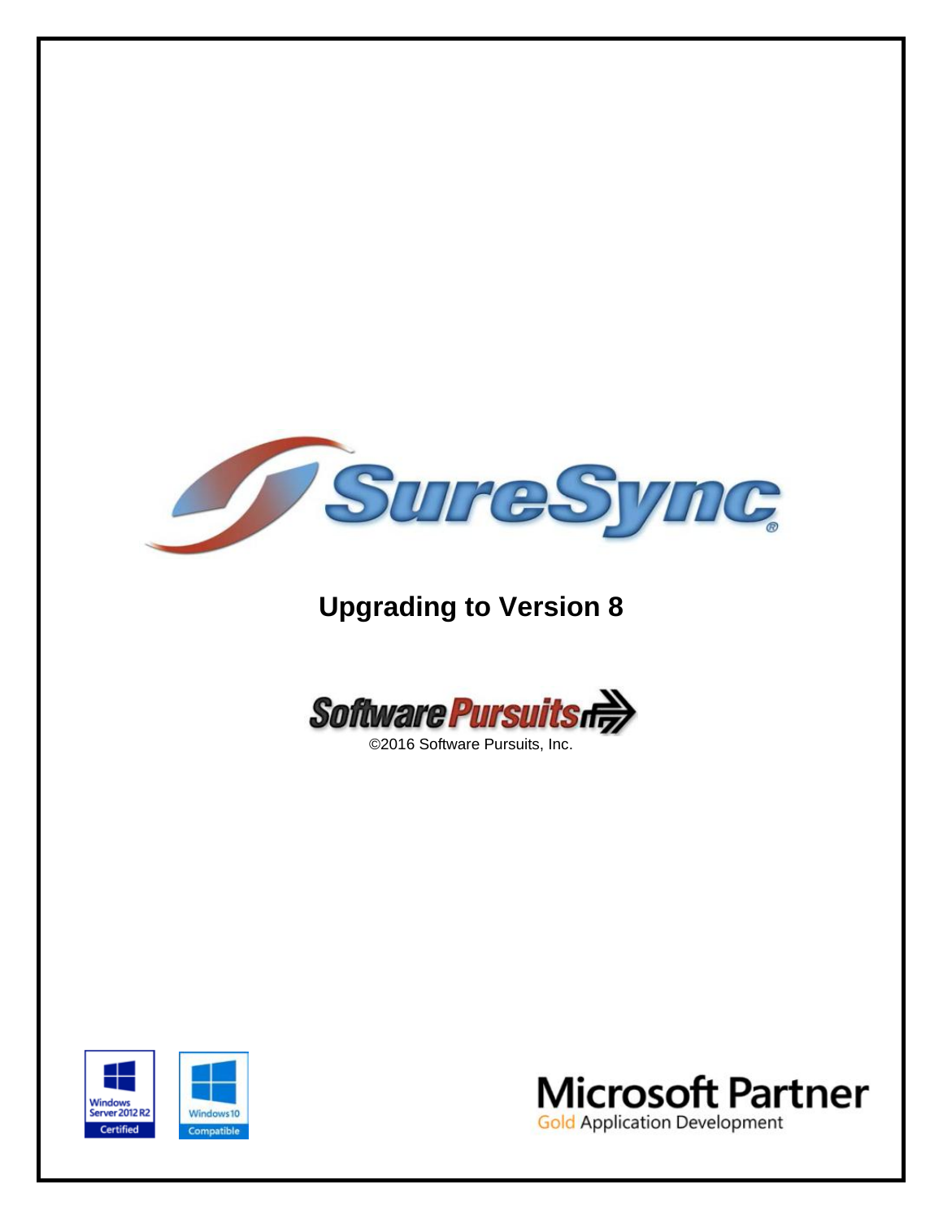# SureSync®

## Upgrading to Version 8

Software Pursuits

©2016 Software Pursuits, Inc.

Windows Server 2012 R2 Certified

Windows 10 Compatible

Microsoft Partner
Gold Application Development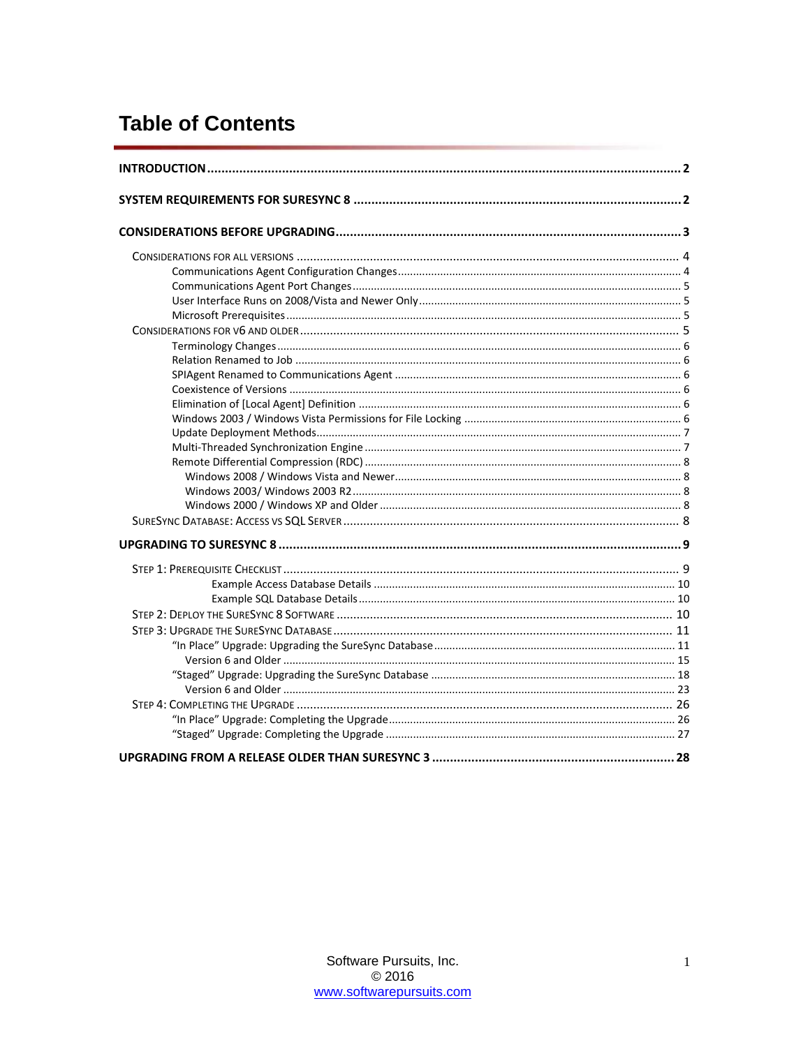# Table of Contents

**INTRODUCTION** .......... **2**

**SYSTEM REQUIREMENTS FOR SURESYNC 8** .......... **2**

**CONSIDERATIONS BEFORE UPGRADING** .......... **3**

- Considerations for All Versions .......... 4
  - Communications Agent Configuration Changes .......... 4
  - Communications Agent Port Changes .......... 5
  - User Interface Runs on 2008/Vista and Newer Only .......... 5
  - Microsoft Prerequisites .......... 5
- Considerations for V6 and Older .......... 5
  - Terminology Changes .......... 6
  - Relation Renamed to Job .......... 6
  - SPIAgent Renamed to Communications Agent .......... 6
  - Coexistence of Versions .......... 6
  - Elimination of [Local Agent] Definition .......... 6
  - Windows 2003 / Windows Vista Permissions for File Locking .......... 6
  - Update Deployment Methods .......... 7
  - Multi-Threaded Synchronization Engine .......... 7
  - Remote Differential Compression (RDC) .......... 8
    - Windows 2008 / Windows Vista and Newer .......... 8
    - Windows 2003/ Windows 2003 R2 .......... 8
    - Windows 2000 / Windows XP and Older .......... 8
- SureSync Database: Access vs SQL Server .......... 8

**UPGRADING TO SURESYNC 8** .......... **9**

- Step 1: Prerequisite Checklist .......... 9
  - Example Access Database Details .......... 10
  - Example SQL Database Details .......... 10
- Step 2: Deploy the SureSync 8 Software .......... 10
- Step 3: Upgrade the SureSync Database .......... 11
  - "In Place" Upgrade: Upgrading the SureSync Database .......... 11
    - Version 6 and Older .......... 15
  - "Staged" Upgrade: Upgrading the SureSync Database .......... 18
    - Version 6 and Older .......... 23
- Step 4: Completing the Upgrade .......... 26
  - "In Place" Upgrade: Completing the Upgrade .......... 26
  - "Staged" Upgrade: Completing the Upgrade .......... 27

**UPGRADING FROM A RELEASE OLDER THAN SURESYNC 3** .......... **28**

Software Pursuits, Inc.
© 2016
www.softwarepursuits.com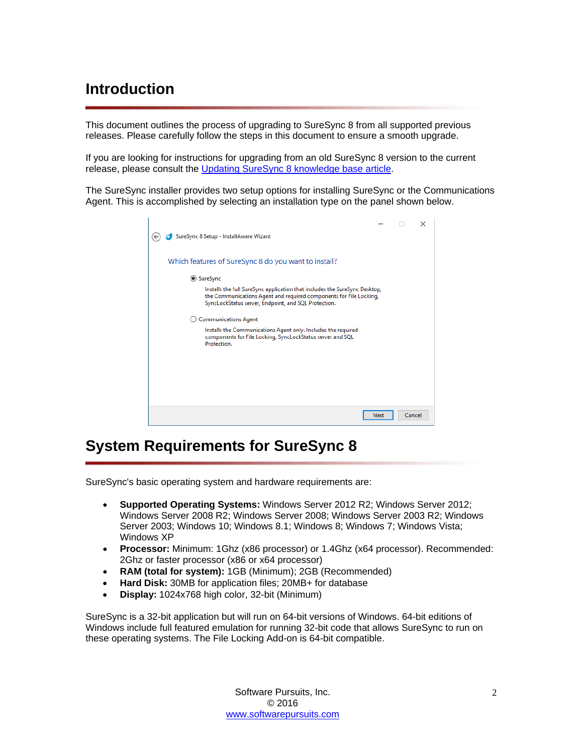# Introduction

This document outlines the process of upgrading to SureSync 8 from all supported previous releases. Please carefully follow the steps in this document to ensure a smooth upgrade.

If you are looking for instructions for upgrading from an old SureSync 8 version to the current release, please consult the Updating SureSync 8 knowledge base article.

The SureSync installer provides two setup options for installing SureSync or the Communications Agent. This is accomplished by selecting an installation type on the panel shown below.

SureSync 8 Setup - InstallAware Wizard

Which features of SureSync 8 do you want to install?

- SureSync

  Installs the full SureSync application that includes the SureSync Desktop, the Communications Agent and required components for File Locking, SyncLockStatus server, Endpoint, and SQL Protection.

- Communications Agent

  Installs the Communications Agent only. Includes the required components for File Locking, SyncLockStatus server and SQL Protection.

Next | Cancel

# System Requirements for SureSync 8

SureSync's basic operating system and hardware requirements are:

- **Supported Operating Systems:** Windows Server 2012 R2; Windows Server 2012; Windows Server 2008 R2; Windows Server 2008; Windows Server 2003 R2; Windows Server 2003; Windows 10; Windows 8.1; Windows 8; Windows 7; Windows Vista; Windows XP
- **Processor:** Minimum: 1Ghz (x86 processor) or 1.4Ghz (x64 processor). Recommended: 2Ghz or faster processor (x86 or x64 processor)
- **RAM (total for system):** 1GB (Minimum); 2GB (Recommended)
- **Hard Disk:** 30MB for application files; 20MB+ for database
- **Display:** 1024x768 high color, 32-bit (Minimum)

SureSync is a 32-bit application but will run on 64-bit versions of Windows. 64-bit editions of Windows include full featured emulation for running 32-bit code that allows SureSync to run on these operating systems. The File Locking Add-on is 64-bit compatible.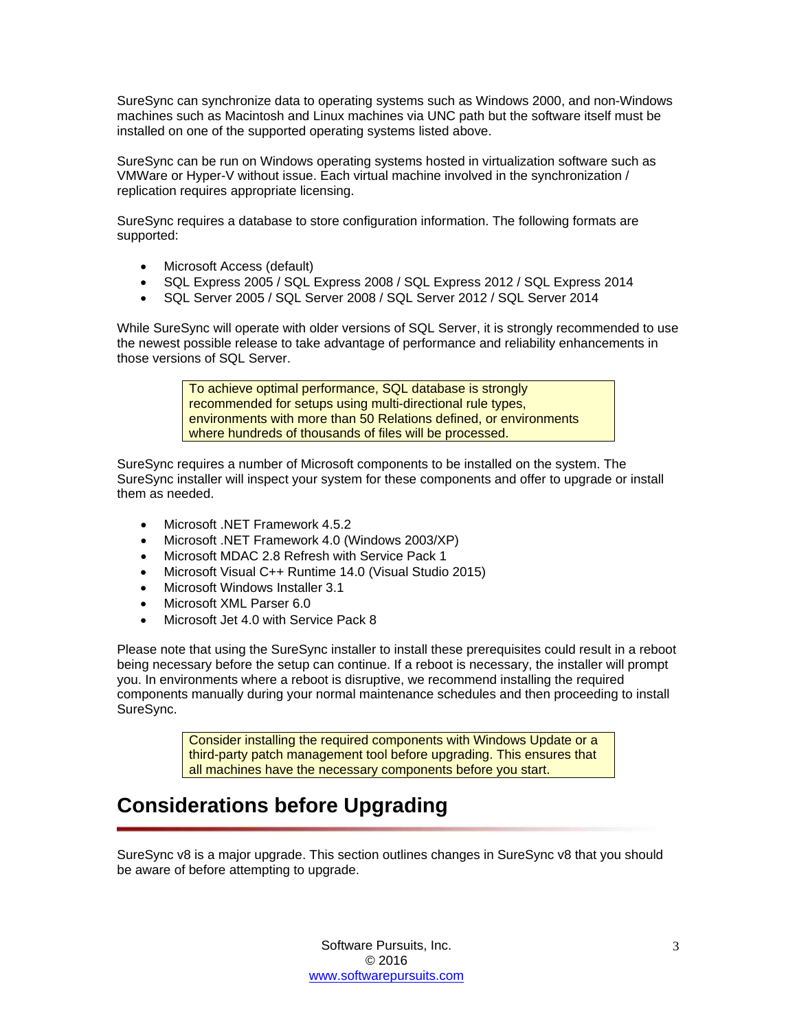SureSync can synchronize data to operating systems such as Windows 2000, and non-Windows machines such as Macintosh and Linux machines via UNC path but the software itself must be installed on one of the supported operating systems listed above.

SureSync can be run on Windows operating systems hosted in virtualization software such as VMWare or Hyper-V without issue. Each virtual machine involved in the synchronization / replication requires appropriate licensing.

SureSync requires a database to store configuration information. The following formats are supported:

- Microsoft Access (default)
- SQL Express 2005 / SQL Express 2008 / SQL Express 2012 / SQL Express 2014
- SQL Server 2005 / SQL Server 2008 / SQL Server 2012 / SQL Server 2014

While SureSync will operate with older versions of SQL Server, it is strongly recommended to use the newest possible release to take advantage of performance and reliability enhancements in those versions of SQL Server.

> To achieve optimal performance, SQL database is strongly recommended for setups using multi-directional rule types, environments with more than 50 Relations defined, or environments where hundreds of thousands of files will be processed.

SureSync requires a number of Microsoft components to be installed on the system. The SureSync installer will inspect your system for these components and offer to upgrade or install them as needed.

- Microsoft .NET Framework 4.5.2
- Microsoft .NET Framework 4.0 (Windows 2003/XP)
- Microsoft MDAC 2.8 Refresh with Service Pack 1
- Microsoft Visual C++ Runtime 14.0 (Visual Studio 2015)
- Microsoft Windows Installer 3.1
- Microsoft XML Parser 6.0
- Microsoft Jet 4.0 with Service Pack 8

Please note that using the SureSync installer to install these prerequisites could result in a reboot being necessary before the setup can continue. If a reboot is necessary, the installer will prompt you. In environments where a reboot is disruptive, we recommend installing the required components manually during your normal maintenance schedules and then proceeding to install SureSync.

> Consider installing the required components with Windows Update or a third-party patch management tool before upgrading. This ensures that all machines have the necessary components before you start.

# Considerations before Upgrading

SureSync v8 is a major upgrade. This section outlines changes in SureSync v8 that you should be aware of before attempting to upgrade.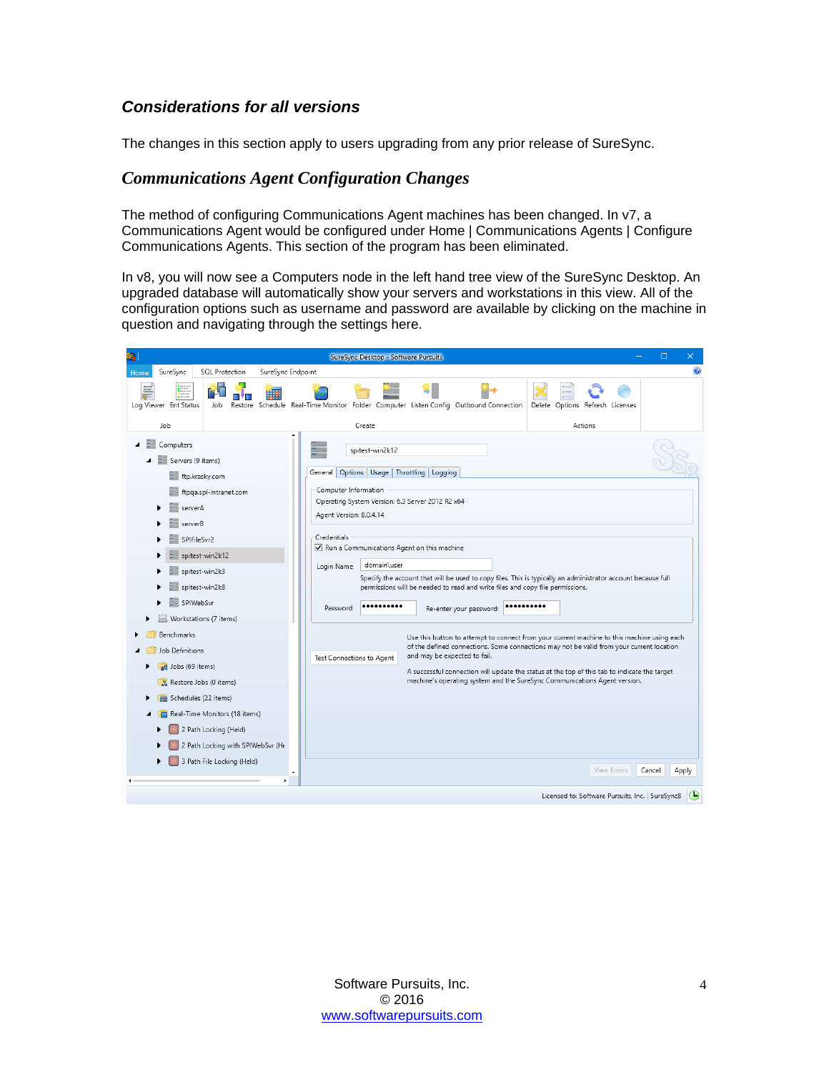### *Considerations for all versions*

The changes in this section apply to users upgrading from any prior release of SureSync.

## *Communications Agent Configuration Changes*

The method of configuring Communications Agent machines has been changed. In v7, a Communications Agent would be configured under Home | Communications Agents | Configure Communications Agents. This section of the program has been eliminated.

In v8, you will now see a Computers node in the left hand tree view of the SureSync Desktop. An upgraded database will automatically show your servers and workstations in this view. All of the configuration options such as username and password are available by clicking on the machine in question and navigating through the settings here.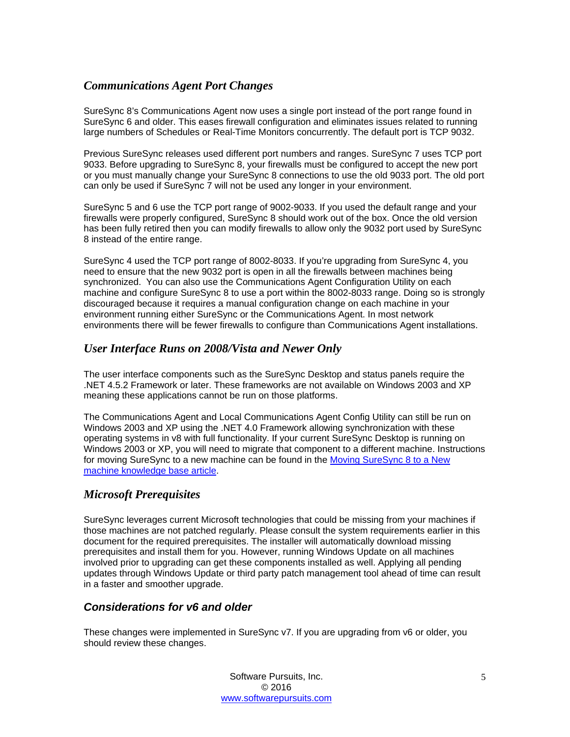### *Communications Agent Port Changes*

SureSync 8's Communications Agent now uses a single port instead of the port range found in SureSync 6 and older. This eases firewall configuration and eliminates issues related to running large numbers of Schedules or Real-Time Monitors concurrently. The default port is TCP 9032.

Previous SureSync releases used different port numbers and ranges. SureSync 7 uses TCP port 9033. Before upgrading to SureSync 8, your firewalls must be configured to accept the new port or you must manually change your SureSync 8 connections to use the old 9033 port. The old port can only be used if SureSync 7 will not be used any longer in your environment.

SureSync 5 and 6 use the TCP port range of 9002-9033. If you used the default range and your firewalls were properly configured, SureSync 8 should work out of the box. Once the old version has been fully retired then you can modify firewalls to allow only the 9032 port used by SureSync 8 instead of the entire range.

SureSync 4 used the TCP port range of 8002-8033. If you're upgrading from SureSync 4, you need to ensure that the new 9032 port is open in all the firewalls between machines being synchronized. You can also use the Communications Agent Configuration Utility on each machine and configure SureSync 8 to use a port within the 8002-8033 range. Doing so is strongly discouraged because it requires a manual configuration change on each machine in your environment running either SureSync or the Communications Agent. In most network environments there will be fewer firewalls to configure than Communications Agent installations.

### *User Interface Runs on 2008/Vista and Newer Only*

The user interface components such as the SureSync Desktop and status panels require the .NET 4.5.2 Framework or later. These frameworks are not available on Windows 2003 and XP meaning these applications cannot be run on those platforms.

The Communications Agent and Local Communications Agent Config Utility can still be run on Windows 2003 and XP using the .NET 4.0 Framework allowing synchronization with these operating systems in v8 with full functionality. If your current SureSync Desktop is running on Windows 2003 or XP, you will need to migrate that component to a different machine. Instructions for moving SureSync to a new machine can be found in the Moving SureSync 8 to a New machine knowledge base article.

### *Microsoft Prerequisites*

SureSync leverages current Microsoft technologies that could be missing from your machines if those machines are not patched regularly. Please consult the system requirements earlier in this document for the required prerequisites. The installer will automatically download missing prerequisites and install them for you. However, running Windows Update on all machines involved prior to upgrading can get these components installed as well. Applying all pending updates through Windows Update or third party patch management tool ahead of time can result in a faster and smoother upgrade.

### *Considerations for v6 and older*

These changes were implemented in SureSync v7. If you are upgrading from v6 or older, you should review these changes.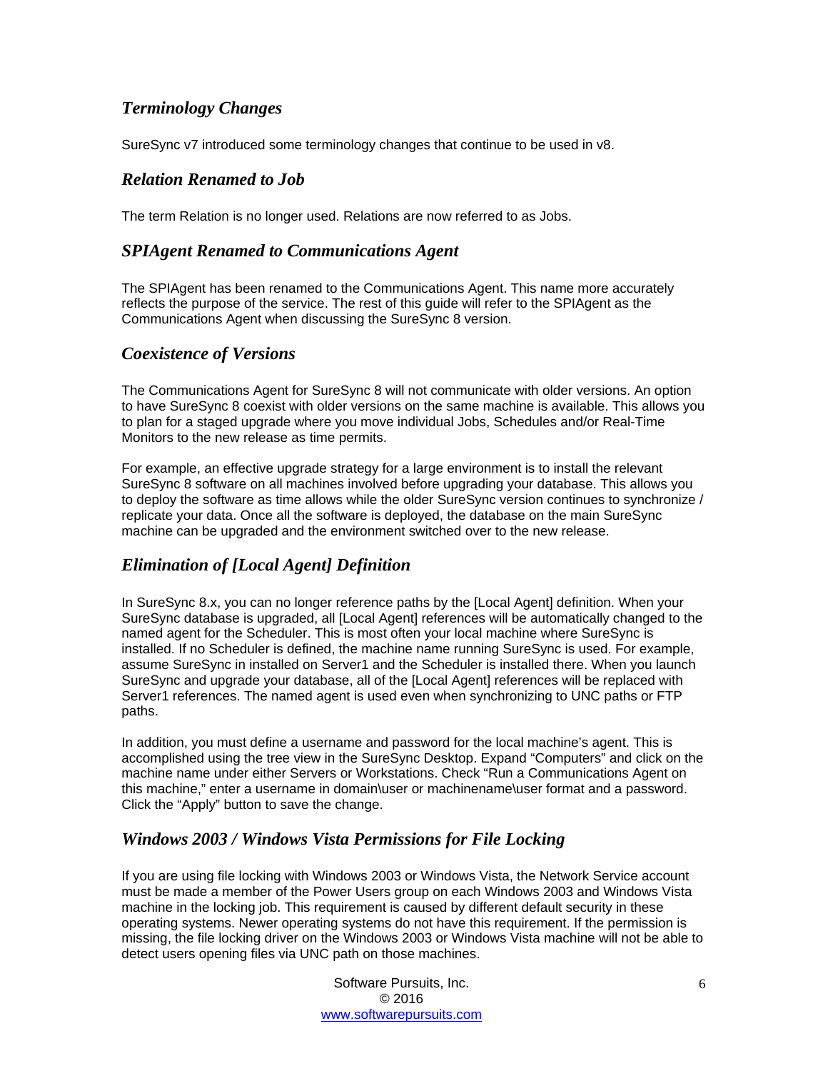## *Terminology Changes*

SureSync v7 introduced some terminology changes that continue to be used in v8.

## *Relation Renamed to Job*

The term Relation is no longer used. Relations are now referred to as Jobs.

## *SPIAgent Renamed to Communications Agent*

The SPIAgent has been renamed to the Communications Agent. This name more accurately reflects the purpose of the service. The rest of this guide will refer to the SPIAgent as the Communications Agent when discussing the SureSync 8 version.

## *Coexistence of Versions*

The Communications Agent for SureSync 8 will not communicate with older versions. An option to have SureSync 8 coexist with older versions on the same machine is available. This allows you to plan for a staged upgrade where you move individual Jobs, Schedules and/or Real-Time Monitors to the new release as time permits.

For example, an effective upgrade strategy for a large environment is to install the relevant SureSync 8 software on all machines involved before upgrading your database. This allows you to deploy the software as time allows while the older SureSync version continues to synchronize / replicate your data. Once all the software is deployed, the database on the main SureSync machine can be upgraded and the environment switched over to the new release.

## *Elimination of [Local Agent] Definition*

In SureSync 8.x, you can no longer reference paths by the [Local Agent] definition. When your SureSync database is upgraded, all [Local Agent] references will be automatically changed to the named agent for the Scheduler. This is most often your local machine where SureSync is installed. If no Scheduler is defined, the machine name running SureSync is used. For example, assume SureSync in installed on Server1 and the Scheduler is installed there. When you launch SureSync and upgrade your database, all of the [Local Agent] references will be replaced with Server1 references. The named agent is used even when synchronizing to UNC paths or FTP paths.

In addition, you must define a username and password for the local machine's agent. This is accomplished using the tree view in the SureSync Desktop. Expand "Computers" and click on the machine name under either Servers or Workstations. Check "Run a Communications Agent on this machine," enter a username in domain\user or machinename\user format and a password. Click the "Apply" button to save the change.

## *Windows 2003 / Windows Vista Permissions for File Locking*

If you are using file locking with Windows 2003 or Windows Vista, the Network Service account must be made a member of the Power Users group on each Windows 2003 and Windows Vista machine in the locking job. This requirement is caused by different default security in these operating systems. Newer operating systems do not have this requirement. If the permission is missing, the file locking driver on the Windows 2003 or Windows Vista machine will not be able to detect users opening files via UNC path on those machines.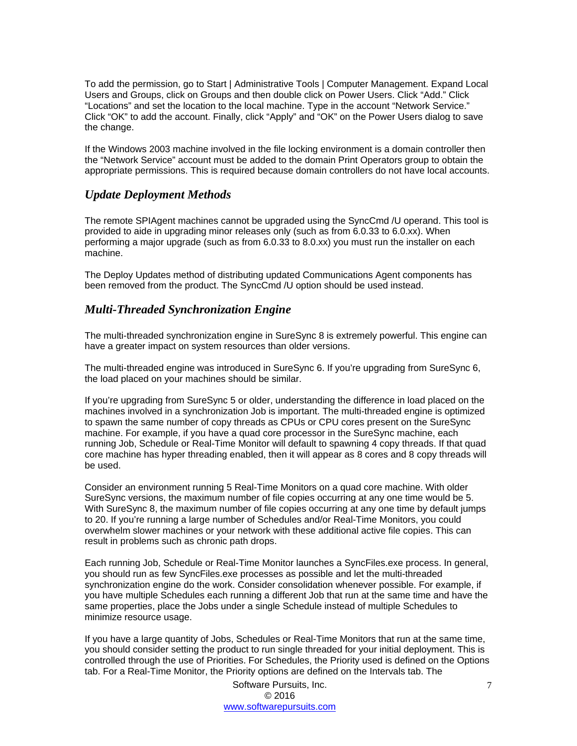To add the permission, go to Start | Administrative Tools | Computer Management. Expand Local Users and Groups, click on Groups and then double click on Power Users. Click "Add." Click "Locations" and set the location to the local machine. Type in the account "Network Service." Click "OK" to add the account. Finally, click "Apply" and "OK" on the Power Users dialog to save the change.

If the Windows 2003 machine involved in the file locking environment is a domain controller then the "Network Service" account must be added to the domain Print Operators group to obtain the appropriate permissions. This is required because domain controllers do not have local accounts.

## *Update Deployment Methods*

The remote SPIAgent machines cannot be upgraded using the SyncCmd /U operand. This tool is provided to aide in upgrading minor releases only (such as from 6.0.33 to 6.0.xx). When performing a major upgrade (such as from 6.0.33 to 8.0.xx) you must run the installer on each machine.

The Deploy Updates method of distributing updated Communications Agent components has been removed from the product. The SyncCmd /U option should be used instead.

## *Multi-Threaded Synchronization Engine*

The multi-threaded synchronization engine in SureSync 8 is extremely powerful. This engine can have a greater impact on system resources than older versions.

The multi-threaded engine was introduced in SureSync 6. If you're upgrading from SureSync 6, the load placed on your machines should be similar.

If you're upgrading from SureSync 5 or older, understanding the difference in load placed on the machines involved in a synchronization Job is important. The multi-threaded engine is optimized to spawn the same number of copy threads as CPUs or CPU cores present on the SureSync machine. For example, if you have a quad core processor in the SureSync machine, each running Job, Schedule or Real-Time Monitor will default to spawning 4 copy threads. If that quad core machine has hyper threading enabled, then it will appear as 8 cores and 8 copy threads will be used.

Consider an environment running 5 Real-Time Monitors on a quad core machine. With older SureSync versions, the maximum number of file copies occurring at any one time would be 5. With SureSync 8, the maximum number of file copies occurring at any one time by default jumps to 20. If you're running a large number of Schedules and/or Real-Time Monitors, you could overwhelm slower machines or your network with these additional active file copies. This can result in problems such as chronic path drops.

Each running Job, Schedule or Real-Time Monitor launches a SyncFiles.exe process. In general, you should run as few SyncFiles.exe processes as possible and let the multi-threaded synchronization engine do the work. Consider consolidation whenever possible. For example, if you have multiple Schedules each running a different Job that run at the same time and have the same properties, place the Jobs under a single Schedule instead of multiple Schedules to minimize resource usage.

If you have a large quantity of Jobs, Schedules or Real-Time Monitors that run at the same time, you should consider setting the product to run single threaded for your initial deployment. This is controlled through the use of Priorities. For Schedules, the Priority used is defined on the Options tab. For a Real-Time Monitor, the Priority options are defined on the Intervals tab. The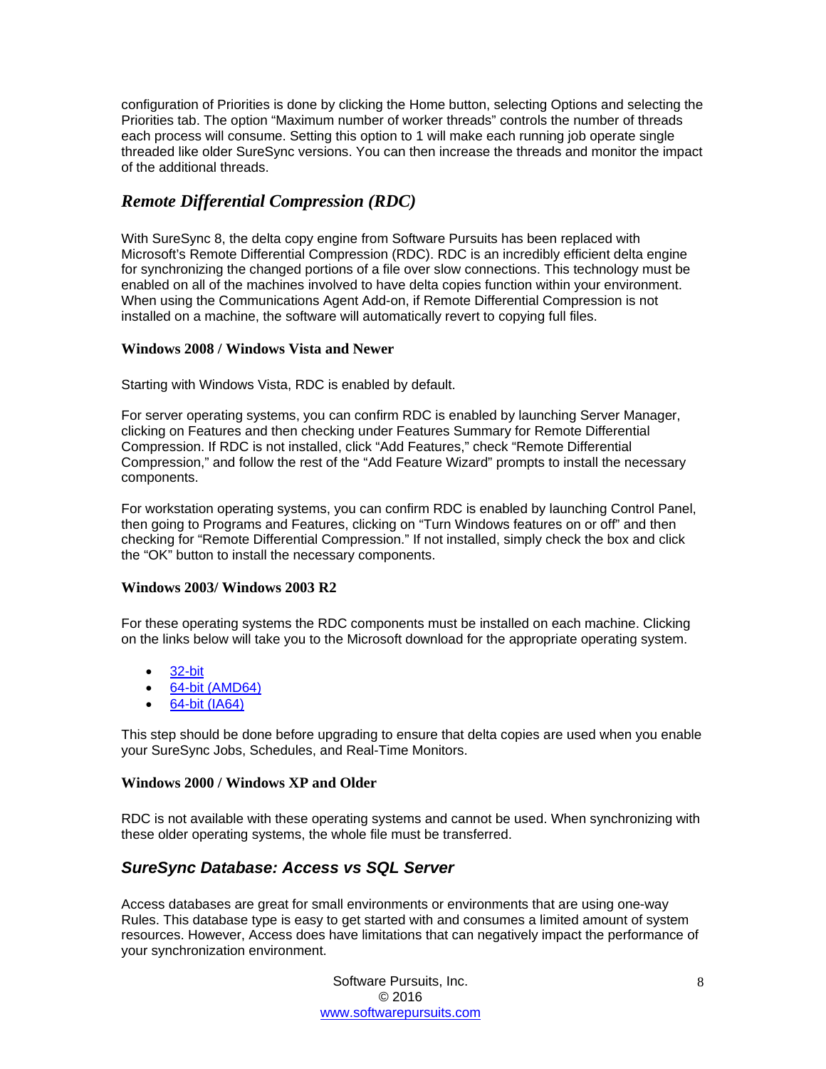configuration of Priorities is done by clicking the Home button, selecting Options and selecting the Priorities tab. The option “Maximum number of worker threads” controls the number of threads each process will consume. Setting this option to 1 will make each running job operate single threaded like older SureSync versions. You can then increase the threads and monitor the impact of the additional threads.

## *Remote Differential Compression (RDC)*

With SureSync 8, the delta copy engine from Software Pursuits has been replaced with Microsoft’s Remote Differential Compression (RDC). RDC is an incredibly efficient delta engine for synchronizing the changed portions of a file over slow connections. This technology must be enabled on all of the machines involved to have delta copies function within your environment. When using the Communications Agent Add-on, if Remote Differential Compression is not installed on a machine, the software will automatically revert to copying full files.

### Windows 2008 / Windows Vista and Newer

Starting with Windows Vista, RDC is enabled by default.

For server operating systems, you can confirm RDC is enabled by launching Server Manager, clicking on Features and then checking under Features Summary for Remote Differential Compression. If RDC is not installed, click “Add Features,” check “Remote Differential Compression,” and follow the rest of the “Add Feature Wizard” prompts to install the necessary components.

For workstation operating systems, you can confirm RDC is enabled by launching Control Panel, then going to Programs and Features, clicking on “Turn Windows features on or off” and then checking for “Remote Differential Compression.” If not installed, simply check the box and click the “OK” button to install the necessary components.

### Windows 2003/ Windows 2003 R2

For these operating systems the RDC components must be installed on each machine. Clicking on the links below will take you to the Microsoft download for the appropriate operating system.

- 32-bit
- 64-bit (AMD64)
- 64-bit (IA64)

This step should be done before upgrading to ensure that delta copies are used when you enable your SureSync Jobs, Schedules, and Real-Time Monitors.

### Windows 2000 / Windows XP and Older

RDC is not available with these operating systems and cannot be used. When synchronizing with these older operating systems, the whole file must be transferred.

## *SureSync Database: Access vs SQL Server*

Access databases are great for small environments or environments that are using one-way Rules. This database type is easy to get started with and consumes a limited amount of system resources. However, Access does have limitations that can negatively impact the performance of your synchronization environment.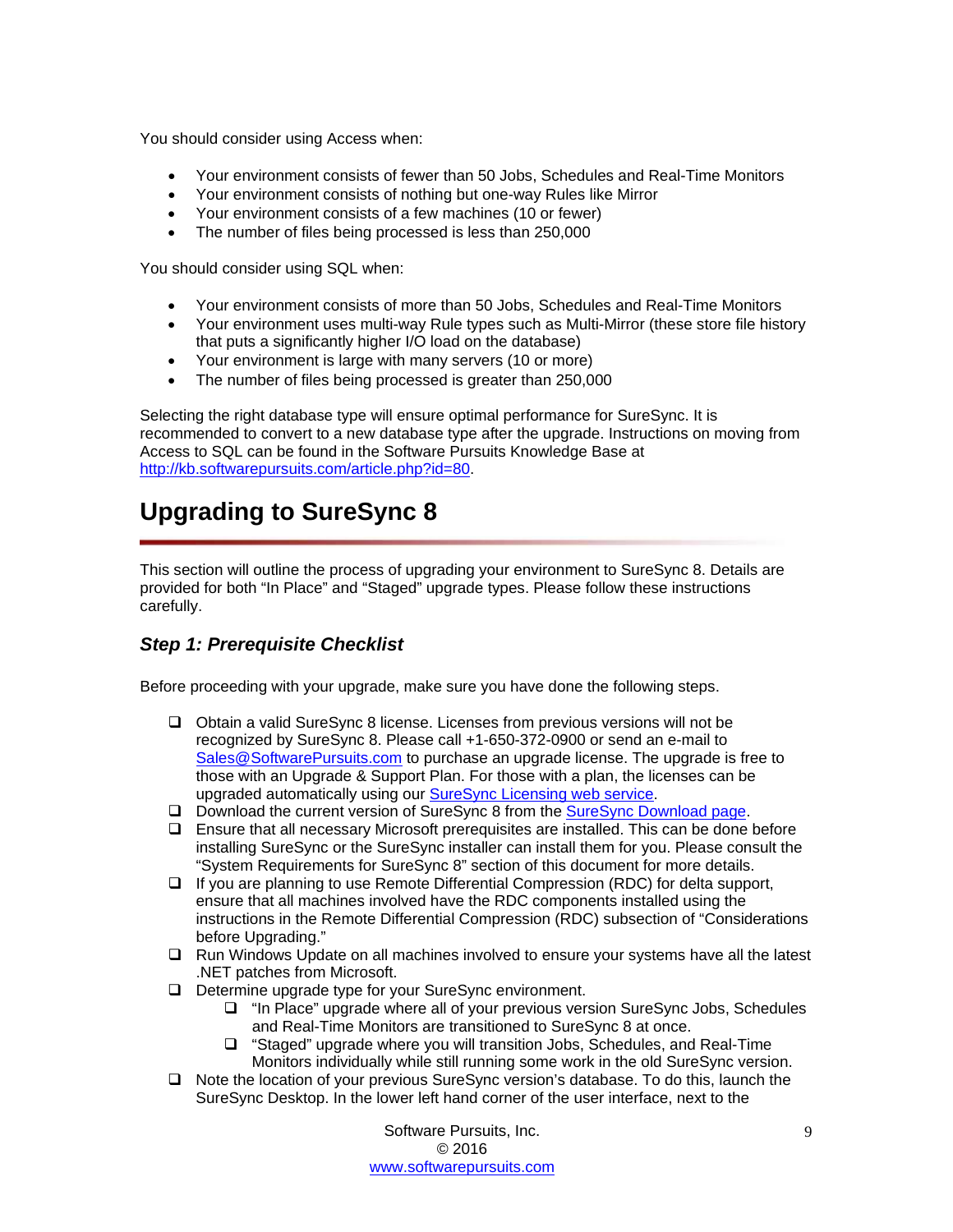You should consider using Access when:

- Your environment consists of fewer than 50 Jobs, Schedules and Real-Time Monitors
- Your environment consists of nothing but one-way Rules like Mirror
- Your environment consists of a few machines (10 or fewer)
- The number of files being processed is less than 250,000

You should consider using SQL when:

- Your environment consists of more than 50 Jobs, Schedules and Real-Time Monitors
- Your environment uses multi-way Rule types such as Multi-Mirror (these store file history that puts a significantly higher I/O load on the database)
- Your environment is large with many servers (10 or more)
- The number of files being processed is greater than 250,000

Selecting the right database type will ensure optimal performance for SureSync. It is recommended to convert to a new database type after the upgrade. Instructions on moving from Access to SQL can be found in the Software Pursuits Knowledge Base at [http://kb.softwarepursuits.com/article.php?id=80](http://kb.softwarepursuits.com/article.php?id=80).

# Upgrading to SureSync 8

This section will outline the process of upgrading your environment to SureSync 8. Details are provided for both “In Place” and “Staged” upgrade types. Please follow these instructions carefully.

## *Step 1: Prerequisite Checklist*

Before proceeding with your upgrade, make sure you have done the following steps.

- ❑ Obtain a valid SureSync 8 license. Licenses from previous versions will not be recognized by SureSync 8. Please call +1-650-372-0900 or send an e-mail to [Sales@SoftwarePursuits.com](mailto:Sales@SoftwarePursuits.com) to purchase an upgrade license. The upgrade is free to those with an Upgrade & Support Plan. For those with a plan, the licenses can be upgraded automatically using our SureSync Licensing web service.
- ❑ Download the current version of SureSync 8 from the SureSync Download page.
- ❑ Ensure that all necessary Microsoft prerequisites are installed. This can be done before installing SureSync or the SureSync installer can install them for you. Please consult the “System Requirements for SureSync 8” section of this document for more details.
- ❑ If you are planning to use Remote Differential Compression (RDC) for delta support, ensure that all machines involved have the RDC components installed using the instructions in the Remote Differential Compression (RDC) subsection of “Considerations before Upgrading.”
- ❑ Run Windows Update on all machines involved to ensure your systems have all the latest .NET patches from Microsoft.
- ❑ Determine upgrade type for your SureSync environment.
  - ❑ “In Place” upgrade where all of your previous version SureSync Jobs, Schedules and Real-Time Monitors are transitioned to SureSync 8 at once.
  - ❑ “Staged” upgrade where you will transition Jobs, Schedules, and Real-Time Monitors individually while still running some work in the old SureSync version.
- ❑ Note the location of your previous SureSync version’s database. To do this, launch the SureSync Desktop. In the lower left hand corner of the user interface, next to the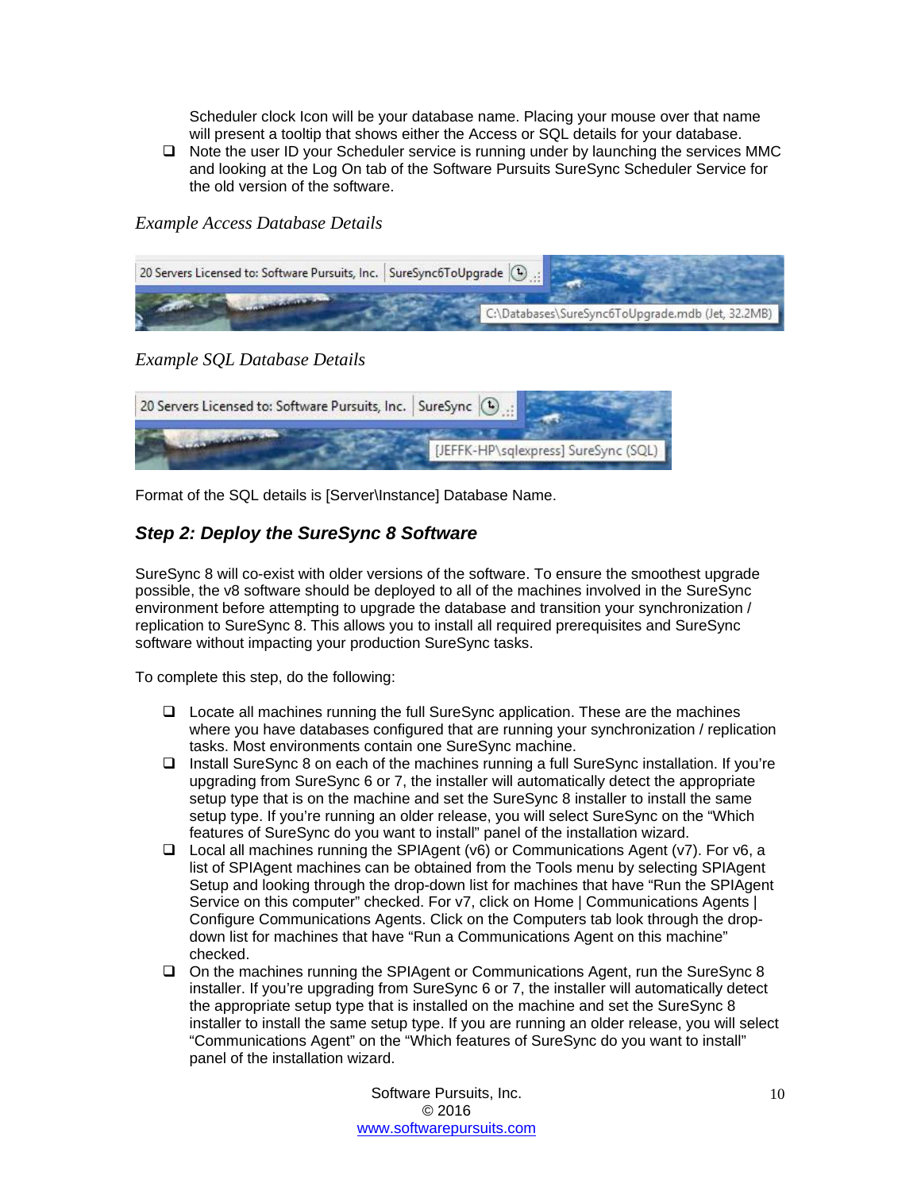Scheduler clock Icon will be your database name. Placing your mouse over that name will present a tooltip that shows either the Access or SQL details for your database.

- Note the user ID your Scheduler service is running under by launching the services MMC and looking at the Log On tab of the Software Pursuits SureSync Scheduler Service for the old version of the software.

*Example Access Database Details*

20 Servers Licensed to: Software Pursuits, Inc. | SureSync6ToUpgrade

C:\Databases\SureSync6ToUpgrade.mdb (Jet, 32.2MB)

*Example SQL Database Details*

20 Servers Licensed to: Software Pursuits, Inc. | SureSync

[JEFFK-HP\sqlexpress] SureSync (SQL)

Format of the SQL details is [Server\Instance] Database Name.

### Step 2: Deploy the SureSync 8 Software

SureSync 8 will co-exist with older versions of the software. To ensure the smoothest upgrade possible, the v8 software should be deployed to all of the machines involved in the SureSync environment before attempting to upgrade the database and transition your synchronization / replication to SureSync 8. This allows you to install all required prerequisites and SureSync software without impacting your production SureSync tasks.

To complete this step, do the following:

- Locate all machines running the full SureSync application. These are the machines where you have databases configured that are running your synchronization / replication tasks. Most environments contain one SureSync machine.
- Install SureSync 8 on each of the machines running a full SureSync installation. If you're upgrading from SureSync 6 or 7, the installer will automatically detect the appropriate setup type that is on the machine and set the SureSync 8 installer to install the same setup type. If you're running an older release, you will select SureSync on the "Which features of SureSync do you want to install" panel of the installation wizard.
- Local all machines running the SPIAgent (v6) or Communications Agent (v7). For v6, a list of SPIAgent machines can be obtained from the Tools menu by selecting SPIAgent Setup and looking through the drop-down list for machines that have "Run the SPIAgent Service on this computer" checked. For v7, click on Home | Communications Agents | Configure Communications Agents. Click on the Computers tab look through the drop-down list for machines that have "Run a Communications Agent on this machine" checked.
- On the machines running the SPIAgent or Communications Agent, run the SureSync 8 installer. If you're upgrading from SureSync 6 or 7, the installer will automatically detect the appropriate setup type that is installed on the machine and set the SureSync 8 installer to install the same setup type. If you are running an older release, you will select "Communications Agent" on the "Which features of SureSync do you want to install" panel of the installation wizard.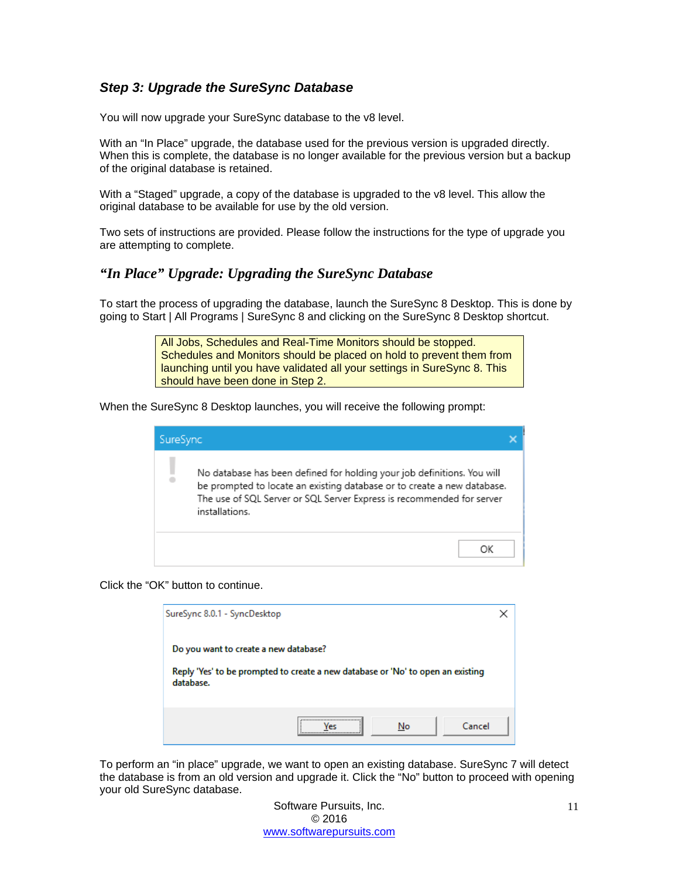### *Step 3: Upgrade the SureSync Database*

You will now upgrade your SureSync database to the v8 level.

With an "In Place" upgrade, the database used for the previous version is upgraded directly. When this is complete, the database is no longer available for the previous version but a backup of the original database is retained.

With a "Staged" upgrade, a copy of the database is upgraded to the v8 level. This allow the original database to be available for use by the old version.

Two sets of instructions are provided. Please follow the instructions for the type of upgrade you are attempting to complete.

### *"In Place" Upgrade: Upgrading the SureSync Database*

To start the process of upgrading the database, launch the SureSync 8 Desktop. This is done by going to Start | All Programs | SureSync 8 and clicking on the SureSync 8 Desktop shortcut.

> All Jobs, Schedules and Real-Time Monitors should be stopped. Schedules and Monitors should be placed on hold to prevent them from launching until you have validated all your settings in SureSync 8. This should have been done in Step 2.

When the SureSync 8 Desktop launches, you will receive the following prompt:

SureSync

No database has been defined for holding your job definitions. You will be prompted to locate an existing database or to create a new database. The use of SQL Server or SQL Server Express is recommended for server installations.

OK

Click the "OK" button to continue.

SureSync 8.0.1 - SyncDesktop

Do you want to create a new database?

Reply 'Yes' to be prompted to create a new database or 'No' to open an existing database.

Yes | No | Cancel

To perform an "in place" upgrade, we want to open an existing database. SureSync 7 will detect the database is from an old version and upgrade it. Click the "No" button to proceed with opening your old SureSync database.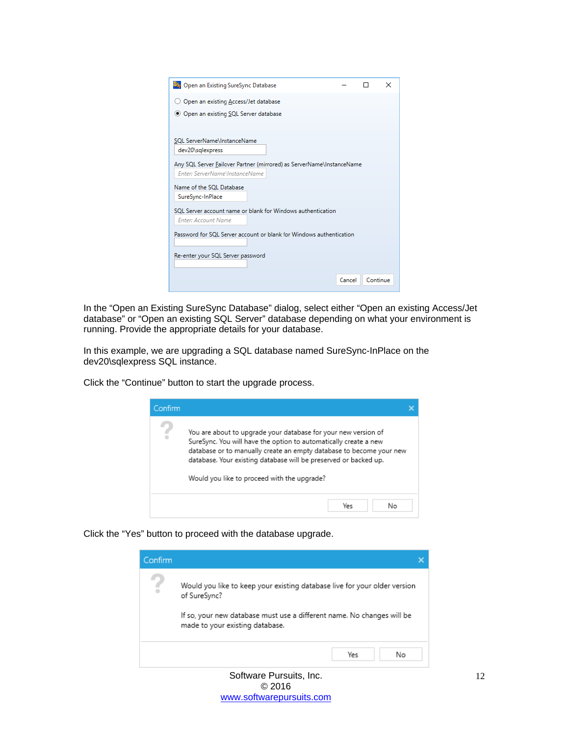In the “Open an Existing SureSync Database” dialog, select either “Open an existing Access/Jet database” or “Open an existing SQL Server” database depending on what your environment is running. Provide the appropriate details for your database.

In this example, we are upgrading a SQL database named SureSync-InPlace on the dev20\sqlexpress SQL instance.

Click the “Continue” button to start the upgrade process.

Click the “Yes” button to proceed with the database upgrade.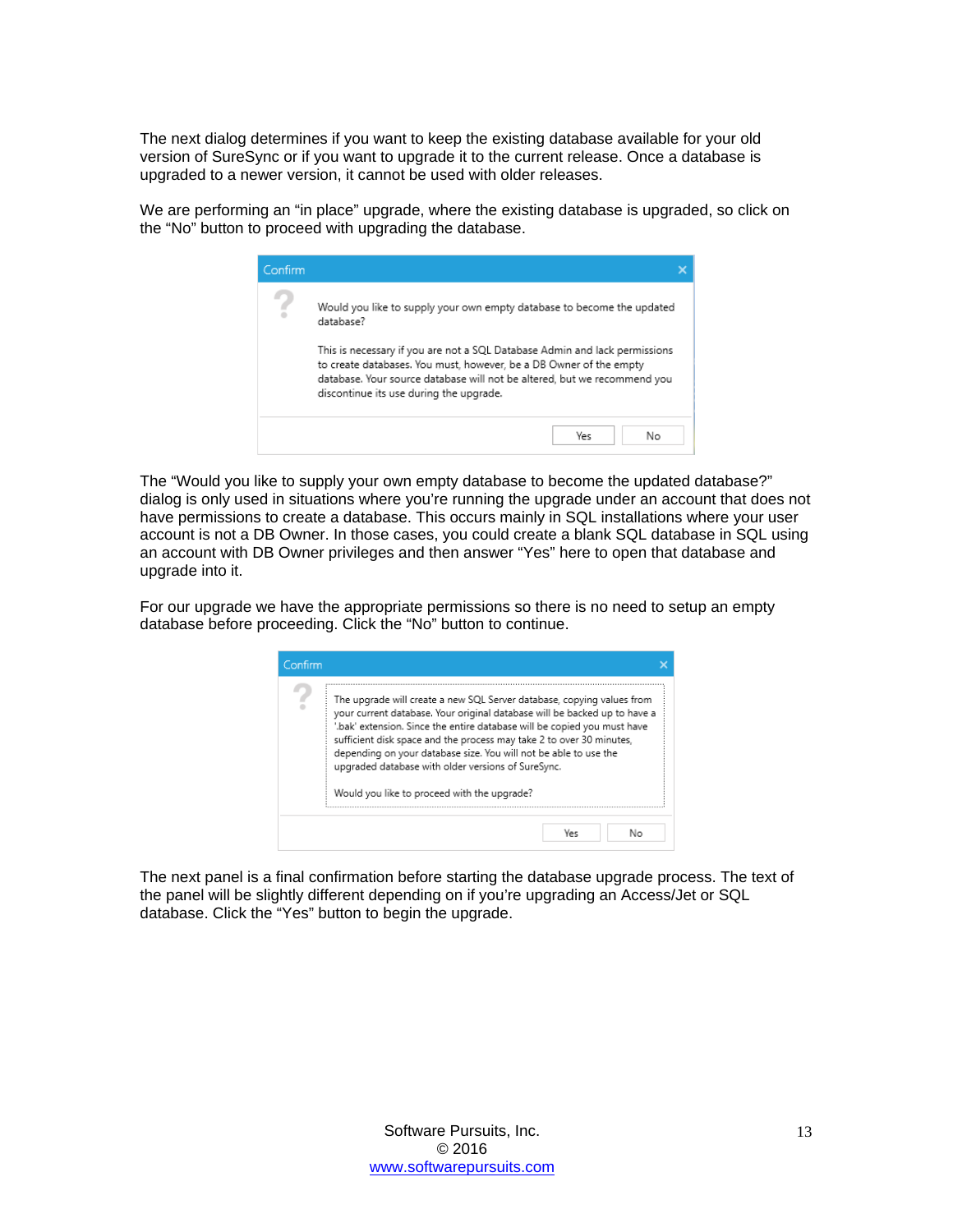The next dialog determines if you want to keep the existing database available for your old version of SureSync or if you want to upgrade it to the current release. Once a database is upgraded to a newer version, it cannot be used with older releases.

We are performing an "in place" upgrade, where the existing database is upgraded, so click on the "No" button to proceed with upgrading the database.

The "Would you like to supply your own empty database to become the updated database?" dialog is only used in situations where you're running the upgrade under an account that does not have permissions to create a database. This occurs mainly in SQL installations where your user account is not a DB Owner. In those cases, you could create a blank SQL database in SQL using an account with DB Owner privileges and then answer "Yes" here to open that database and upgrade into it.

For our upgrade we have the appropriate permissions so there is no need to setup an empty database before proceeding. Click the "No" button to continue.

The next panel is a final confirmation before starting the database upgrade process. The text of the panel will be slightly different depending on if you're upgrading an Access/Jet or SQL database. Click the "Yes" button to begin the upgrade.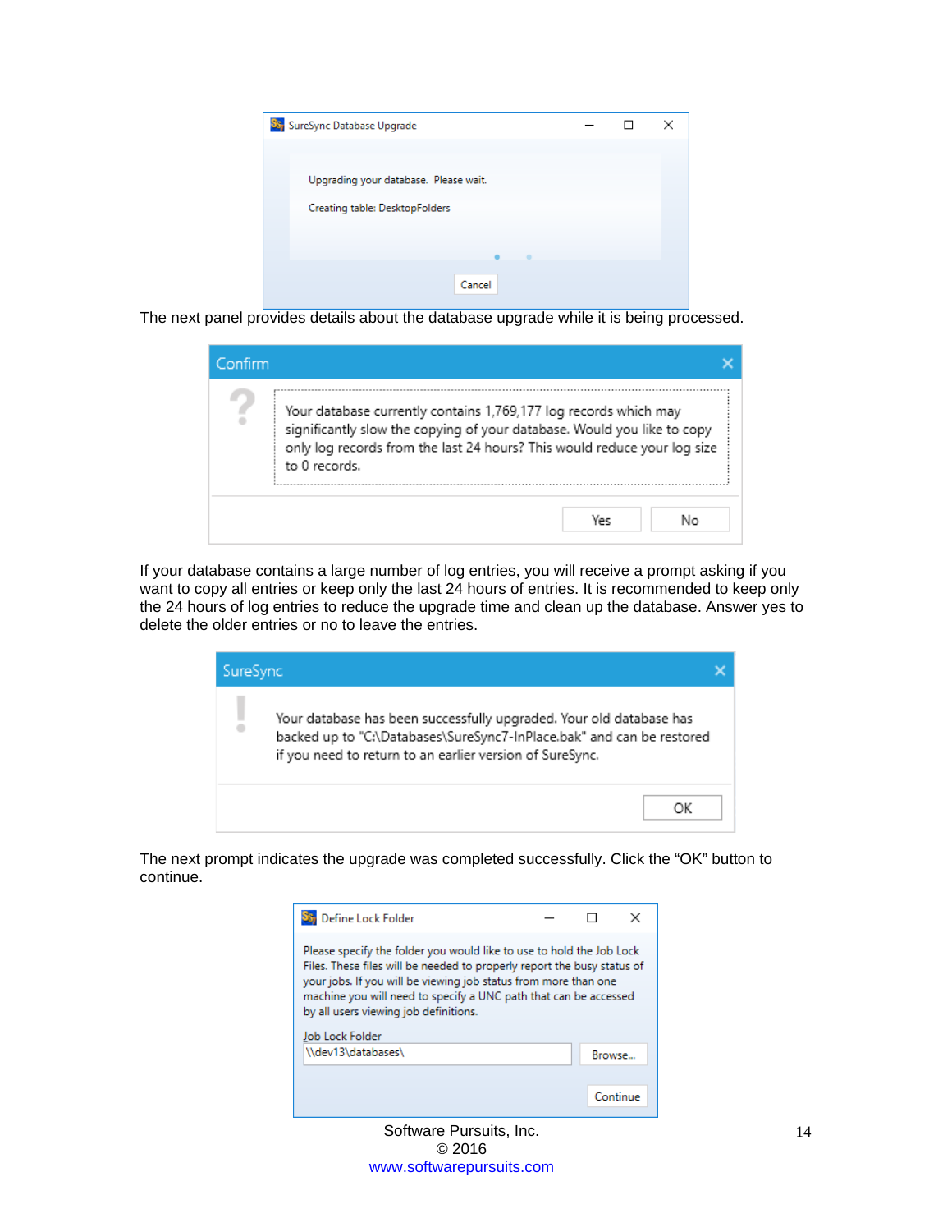The next panel provides details about the database upgrade while it is being processed.

If your database contains a large number of log entries, you will receive a prompt asking if you want to copy all entries or keep only the last 24 hours of entries. It is recommended to keep only the 24 hours of log entries to reduce the upgrade time and clean up the database. Answer yes to delete the older entries or no to leave the entries.

The next prompt indicates the upgrade was completed successfully. Click the "OK" button to continue.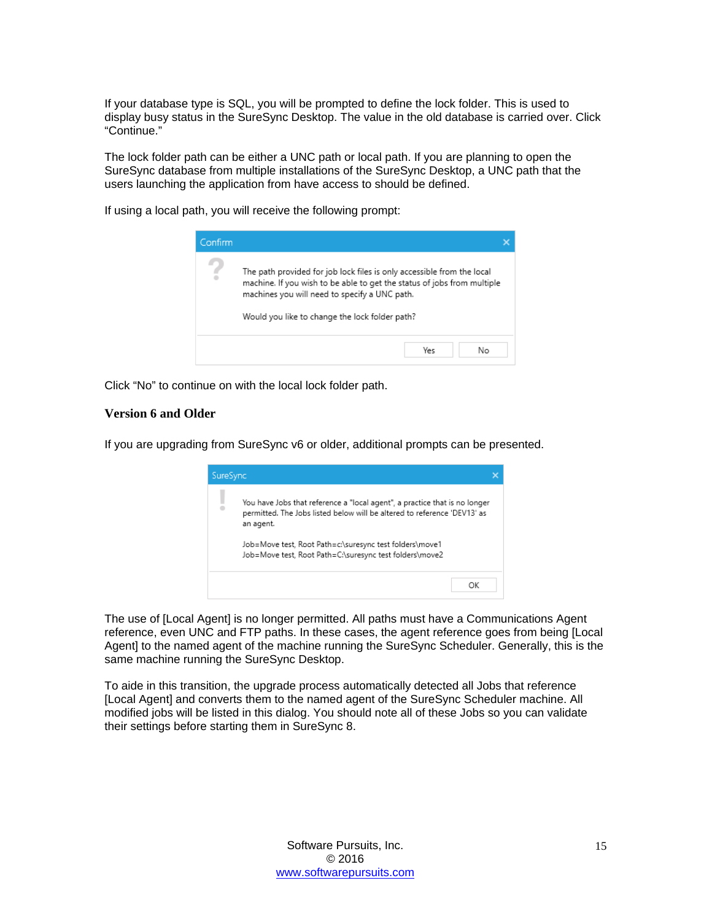If your database type is SQL, you will be prompted to define the lock folder. This is used to display busy status in the SureSync Desktop. The value in the old database is carried over. Click "Continue."

The lock folder path can be either a UNC path or local path. If you are planning to open the SureSync database from multiple installations of the SureSync Desktop, a UNC path that the users launching the application from have access to should be defined.

If using a local path, you will receive the following prompt:

Click "No" to continue on with the local lock folder path.

### Version 6 and Older

If you are upgrading from SureSync v6 or older, additional prompts can be presented.

The use of [Local Agent] is no longer permitted. All paths must have a Communications Agent reference, even UNC and FTP paths. In these cases, the agent reference goes from being [Local Agent] to the named agent of the machine running the SureSync Scheduler. Generally, this is the same machine running the SureSync Desktop.

To aide in this transition, the upgrade process automatically detected all Jobs that reference [Local Agent] and converts them to the named agent of the SureSync Scheduler machine. All modified jobs will be listed in this dialog. You should note all of these Jobs so you can validate their settings before starting them in SureSync 8.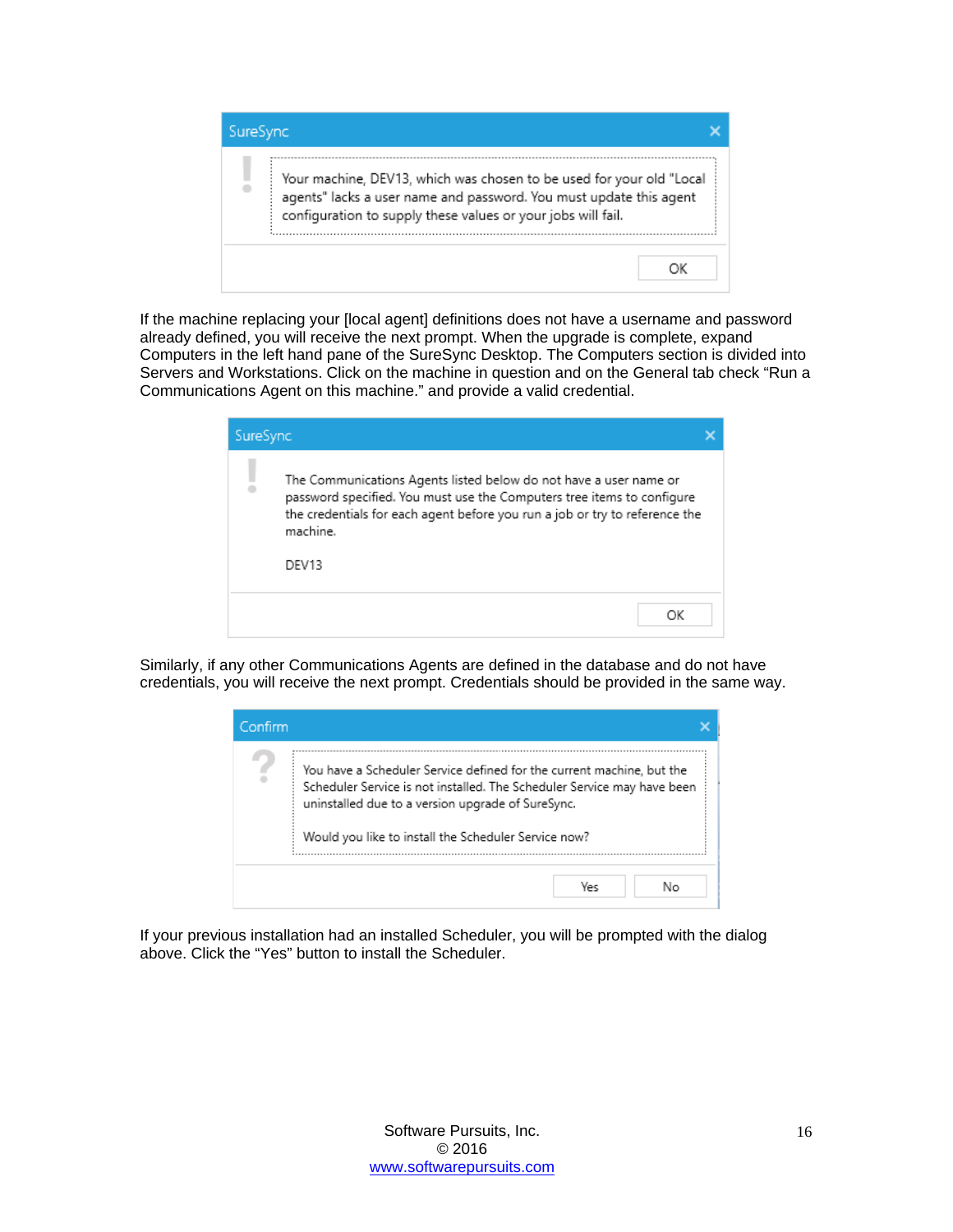If the machine replacing your [local agent] definitions does not have a username and password already defined, you will receive the next prompt. When the upgrade is complete, expand Computers in the left hand pane of the SureSync Desktop. The Computers section is divided into Servers and Workstations. Click on the machine in question and on the General tab check “Run a Communications Agent on this machine.” and provide a valid credential.

Similarly, if any other Communications Agents are defined in the database and do not have credentials, you will receive the next prompt. Credentials should be provided in the same way.

If your previous installation had an installed Scheduler, you will be prompted with the dialog above. Click the “Yes” button to install the Scheduler.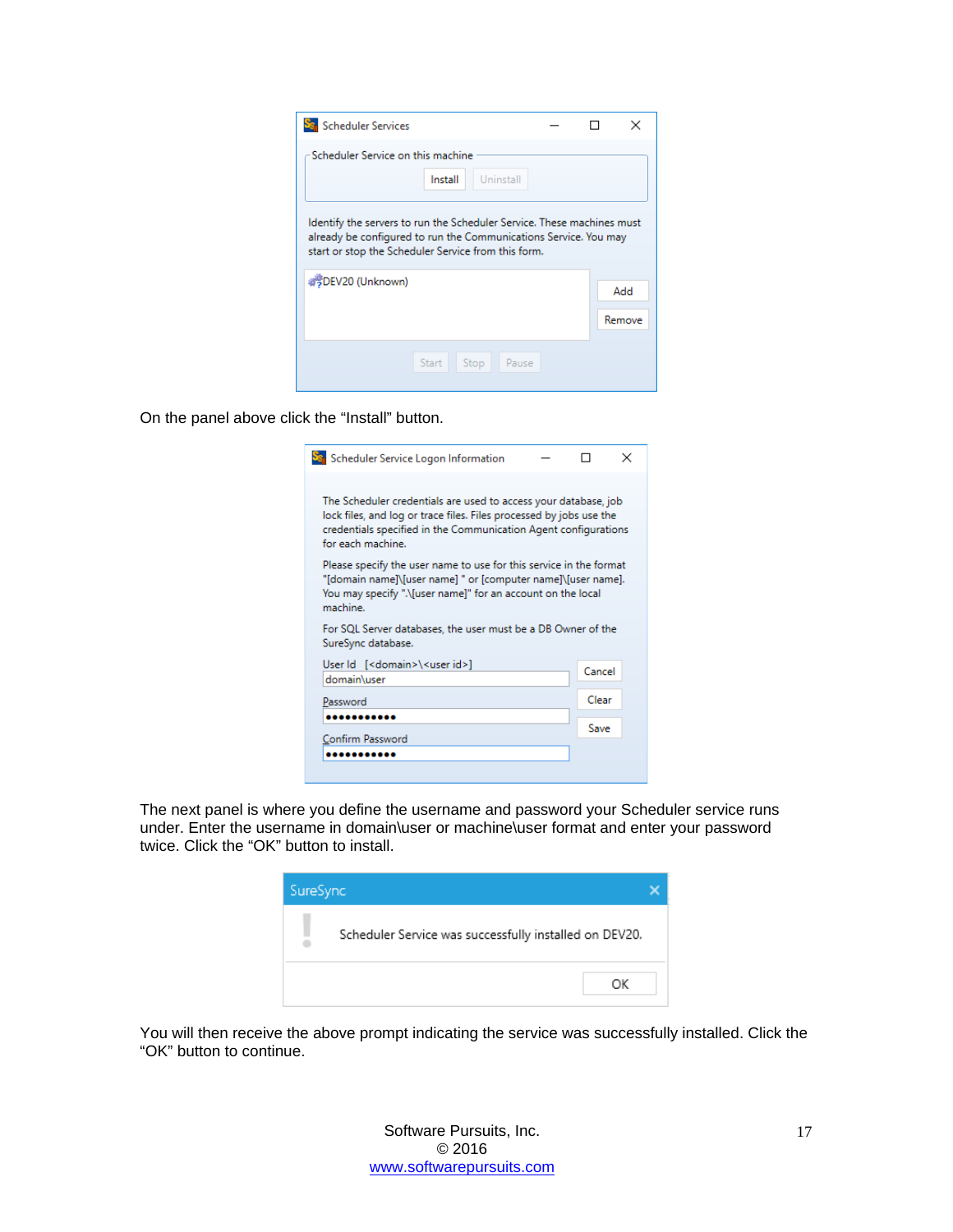On the panel above click the “Install” button.

The next panel is where you define the username and password your Scheduler service runs under. Enter the username in domain\user or machine\user format and enter your password twice. Click the “OK” button to install.

You will then receive the above prompt indicating the service was successfully installed. Click the “OK” button to continue.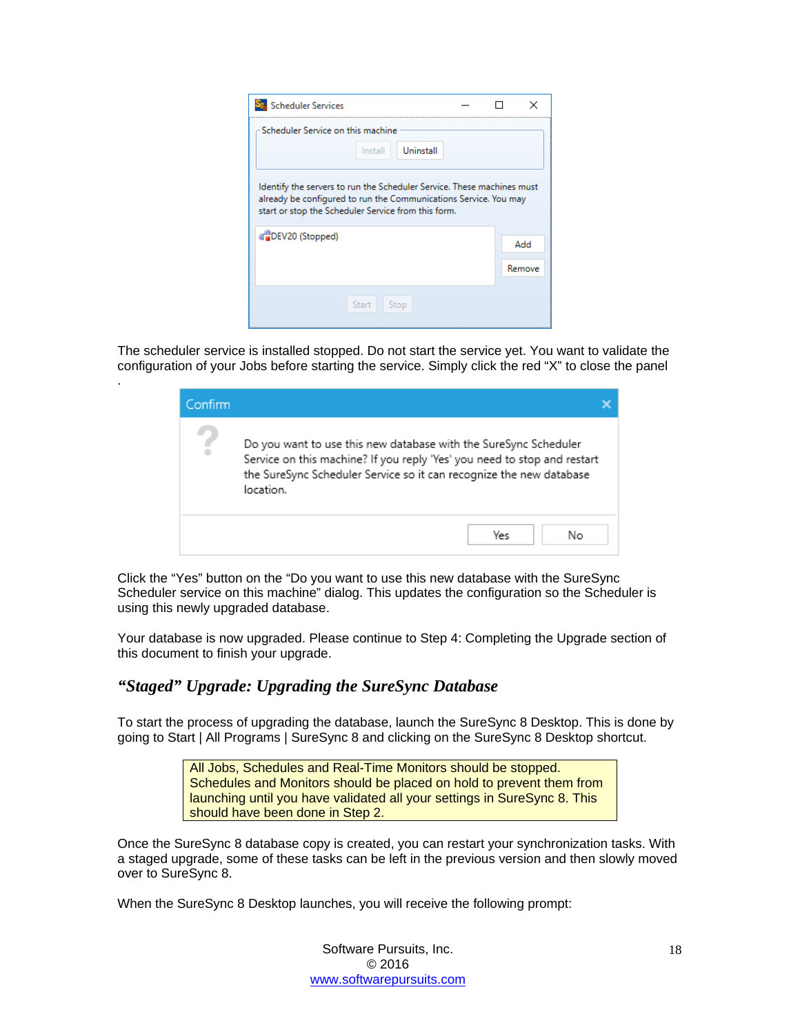The scheduler service is installed stopped. Do not start the service yet. You want to validate the configuration of your Jobs before starting the service. Simply click the red "X" to close the panel .

Click the "Yes" button on the "Do you want to use this new database with the SureSync Scheduler service on this machine" dialog. This updates the configuration so the Scheduler is using this newly upgraded database.

Your database is now upgraded. Please continue to Step 4: Completing the Upgrade section of this document to finish your upgrade.

### *"Staged" Upgrade: Upgrading the SureSync Database*

To start the process of upgrading the database, launch the SureSync 8 Desktop. This is done by going to Start | All Programs | SureSync 8 and clicking on the SureSync 8 Desktop shortcut.

> All Jobs, Schedules and Real-Time Monitors should be stopped. Schedules and Monitors should be placed on hold to prevent them from launching until you have validated all your settings in SureSync 8. This should have been done in Step 2.

Once the SureSync 8 database copy is created, you can restart your synchronization tasks. With a staged upgrade, some of these tasks can be left in the previous version and then slowly moved over to SureSync 8.

When the SureSync 8 Desktop launches, you will receive the following prompt: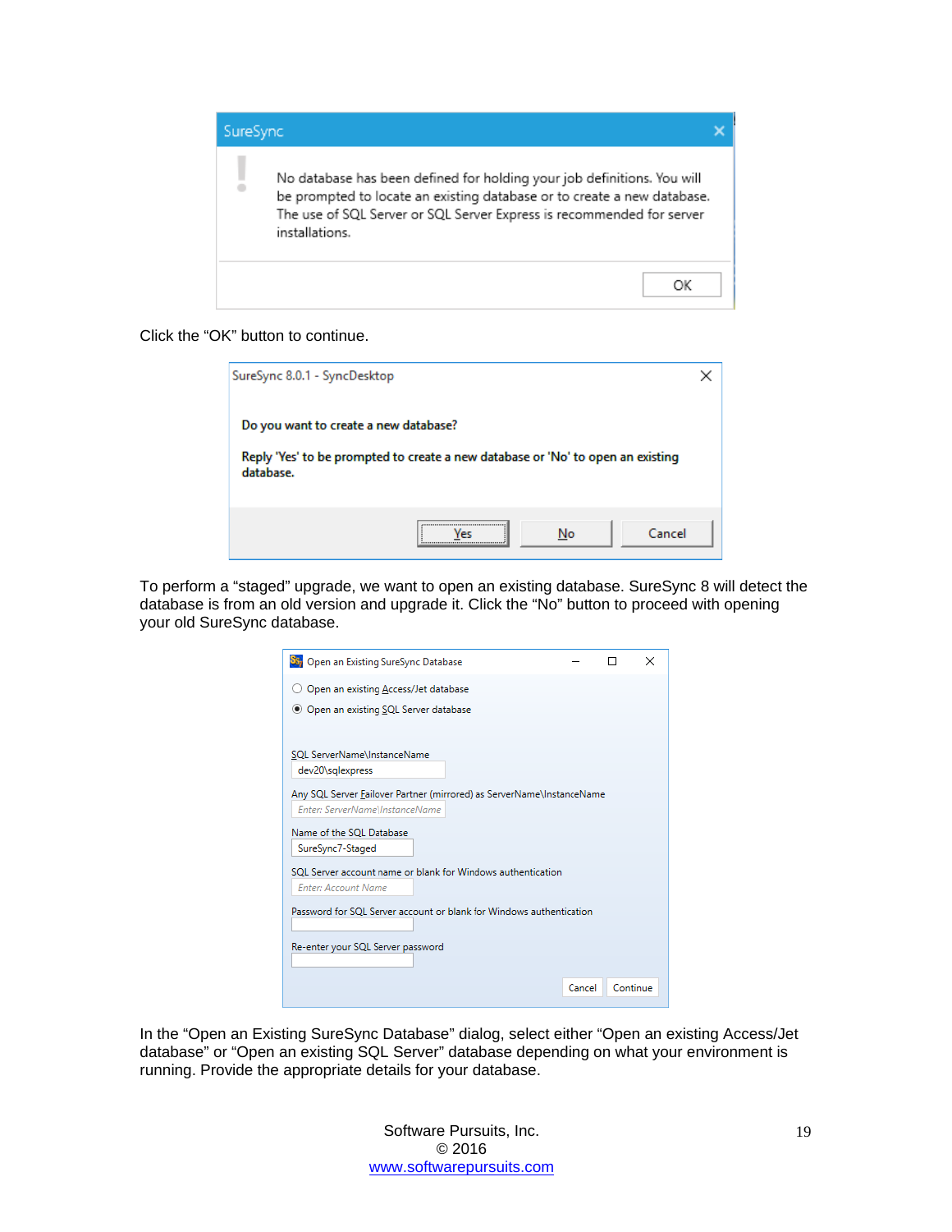Click the “OK” button to continue.

To perform a “staged” upgrade, we want to open an existing database. SureSync 8 will detect the database is from an old version and upgrade it. Click the “No” button to proceed with opening your old SureSync database.

In the “Open an Existing SureSync Database” dialog, select either “Open an existing Access/Jet database” or “Open an existing SQL Server” database depending on what your environment is running. Provide the appropriate details for your database.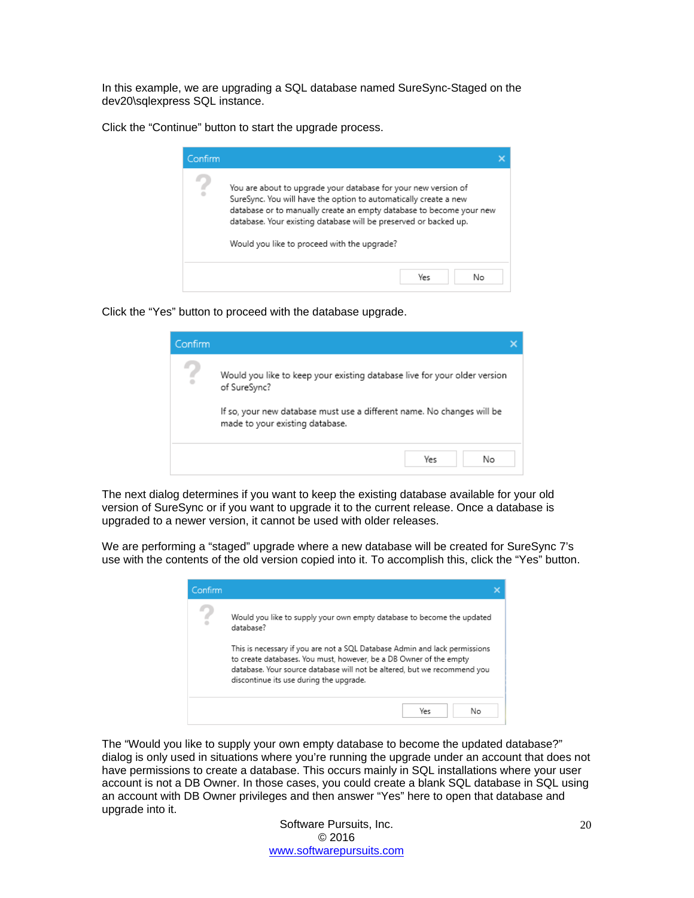In this example, we are upgrading a SQL database named SureSync-Staged on the dev20\sqlexpress SQL instance.

Click the "Continue" button to start the upgrade process.

> **Confirm**
>
> You are about to upgrade your database for your new version of SureSync. You will have the option to automatically create a new database or to manually create an empty database to become your new database. Your existing database will be preserved or backed up.
>
> Would you like to proceed with the upgrade?
>
> [Yes] [No]

Click the "Yes" button to proceed with the database upgrade.

> **Confirm**
>
> Would you like to keep your existing database live for your older version of SureSync?
>
> If so, your new database must use a different name. No changes will be made to your existing database.
>
> [Yes] [No]

The next dialog determines if you want to keep the existing database available for your old version of SureSync or if you want to upgrade it to the current release. Once a database is upgraded to a newer version, it cannot be used with older releases.

We are performing a "staged" upgrade where a new database will be created for SureSync 7's use with the contents of the old version copied into it. To accomplish this, click the "Yes" button.

> **Confirm**
>
> Would you like to supply your own empty database to become the updated database?
>
> This is necessary if you are not a SQL Database Admin and lack permissions to create databases. You must, however, be a DB Owner of the empty database. Your source database will not be altered, but we recommend you discontinue its use during the upgrade.
>
> [Yes] [No]

The "Would you like to supply your own empty database to become the updated database?" dialog is only used in situations where you're running the upgrade under an account that does not have permissions to create a database. This occurs mainly in SQL installations where your user account is not a DB Owner. In those cases, you could create a blank SQL database in SQL using an account with DB Owner privileges and then answer "Yes" here to open that database and upgrade into it.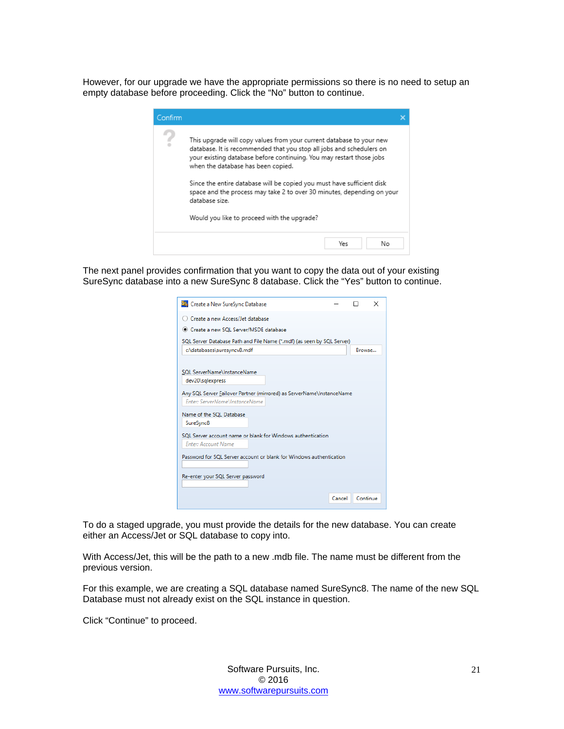However, for our upgrade we have the appropriate permissions so there is no need to setup an empty database before proceeding. Click the “No” button to continue.

The next panel provides confirmation that you want to copy the data out of your existing SureSync database into a new SureSync 8 database. Click the “Yes” button to continue.

To do a staged upgrade, you must provide the details for the new database. You can create either an Access/Jet or SQL database to copy into.

With Access/Jet, this will be the path to a new .mdb file. The name must be different from the previous version.

For this example, we are creating a SQL database named SureSync8. The name of the new SQL Database must not already exist on the SQL instance in question.

Click “Continue” to proceed.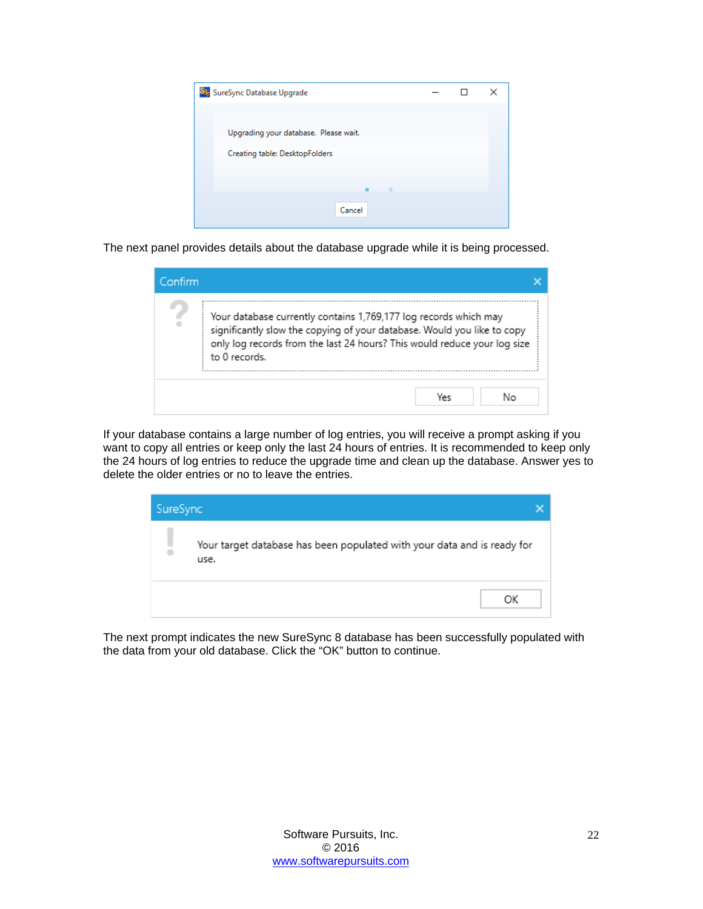The next panel provides details about the database upgrade while it is being processed.

If your database contains a large number of log entries, you will receive a prompt asking if you want to copy all entries or keep only the last 24 hours of entries. It is recommended to keep only the 24 hours of log entries to reduce the upgrade time and clean up the database. Answer yes to delete the older entries or no to leave the entries.

The next prompt indicates the new SureSync 8 database has been successfully populated with the data from your old database. Click the "OK" button to continue.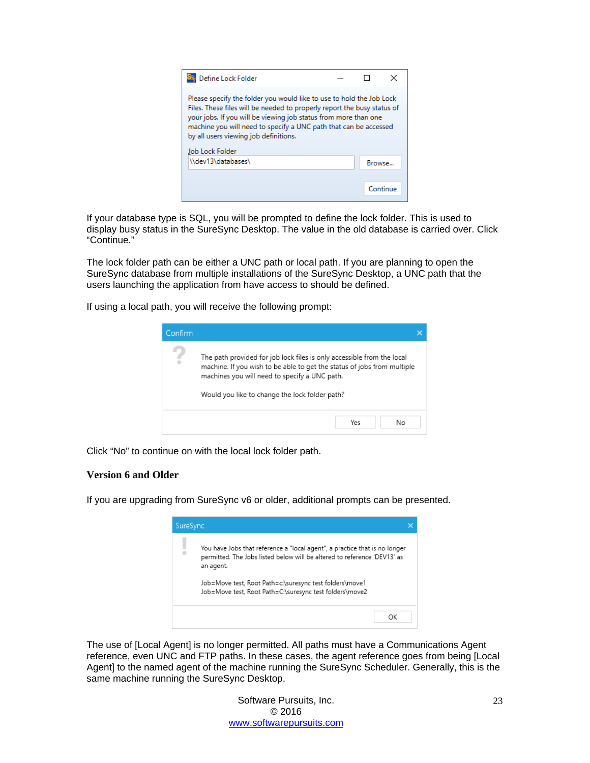If your database type is SQL, you will be prompted to define the lock folder. This is used to display busy status in the SureSync Desktop. The value in the old database is carried over. Click "Continue."

The lock folder path can be either a UNC path or local path. If you are planning to open the SureSync database from multiple installations of the SureSync Desktop, a UNC path that the users launching the application from have access to should be defined.

If using a local path, you will receive the following prompt:

Click "No" to continue on with the local lock folder path.

**Version 6 and Older**

If you are upgrading from SureSync v6 or older, additional prompts can be presented.

The use of [Local Agent] is no longer permitted. All paths must have a Communications Agent reference, even UNC and FTP paths. In these cases, the agent reference goes from being [Local Agent] to the named agent of the machine running the SureSync Scheduler. Generally, this is the same machine running the SureSync Desktop.

Software Pursuits, Inc.
© 2016
www.softwarepursuits.com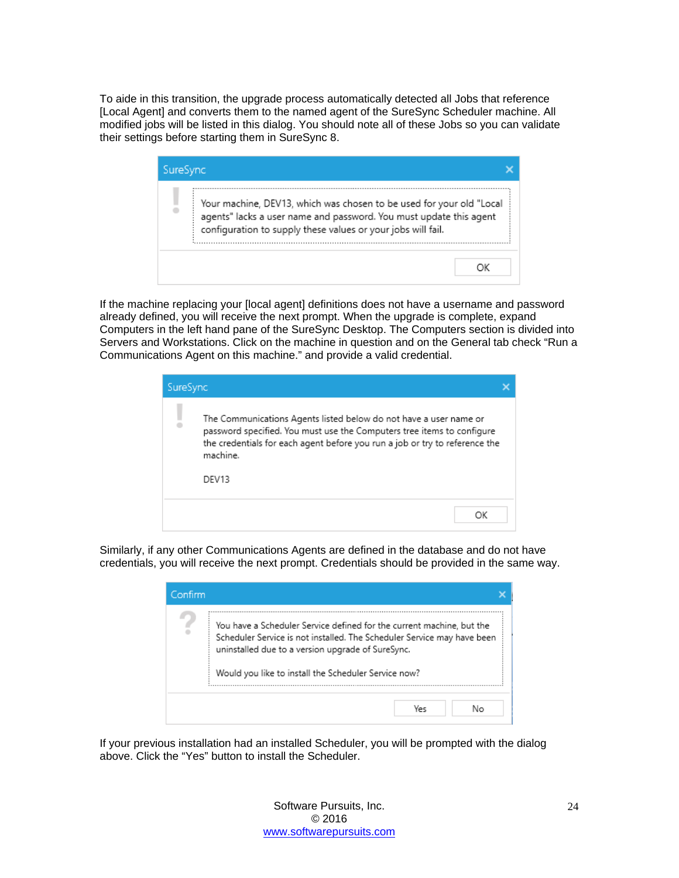To aide in this transition, the upgrade process automatically detected all Jobs that reference [Local Agent] and converts them to the named agent of the SureSync Scheduler machine. All modified jobs will be listed in this dialog. You should note all of these Jobs so you can validate their settings before starting them in SureSync 8.

> **SureSync**
>
> Your machine, DEV13, which was chosen to be used for your old "Local agents" lacks a user name and password. You must update this agent configuration to supply these values or your jobs will fail.
>
> OK

If the machine replacing your [local agent] definitions does not have a username and password already defined, you will receive the next prompt. When the upgrade is complete, expand Computers in the left hand pane of the SureSync Desktop. The Computers section is divided into Servers and Workstations. Click on the machine in question and on the General tab check "Run a Communications Agent on this machine." and provide a valid credential.

> **SureSync**
>
> The Communications Agents listed below do not have a user name or password specified. You must use the Computers tree items to configure the credentials for each agent before you run a job or try to reference the machine.
>
> DEV13
>
> OK

Similarly, if any other Communications Agents are defined in the database and do not have credentials, you will receive the next prompt. Credentials should be provided in the same way.

> **Confirm**
>
> You have a Scheduler Service defined for the current machine, but the Scheduler Service is not installed. The Scheduler Service may have been uninstalled due to a version upgrade of SureSync.
>
> Would you like to install the Scheduler Service now?
>
> Yes | No

If your previous installation had an installed Scheduler, you will be prompted with the dialog above. Click the "Yes" button to install the Scheduler.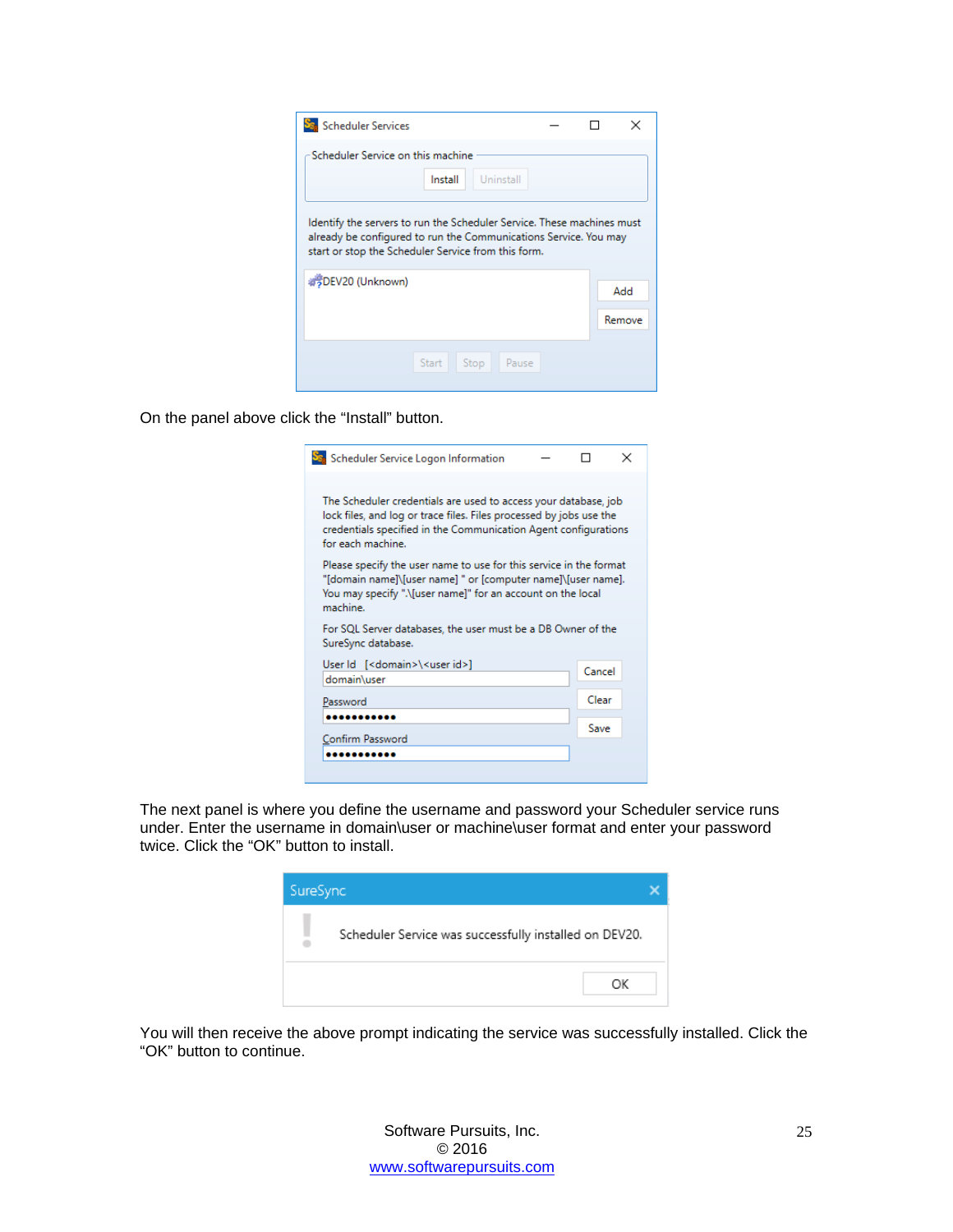On the panel above click the “Install” button.

The next panel is where you define the username and password your Scheduler service runs under. Enter the username in domain\user or machine\user format and enter your password twice. Click the “OK” button to install.

You will then receive the above prompt indicating the service was successfully installed. Click the “OK” button to continue.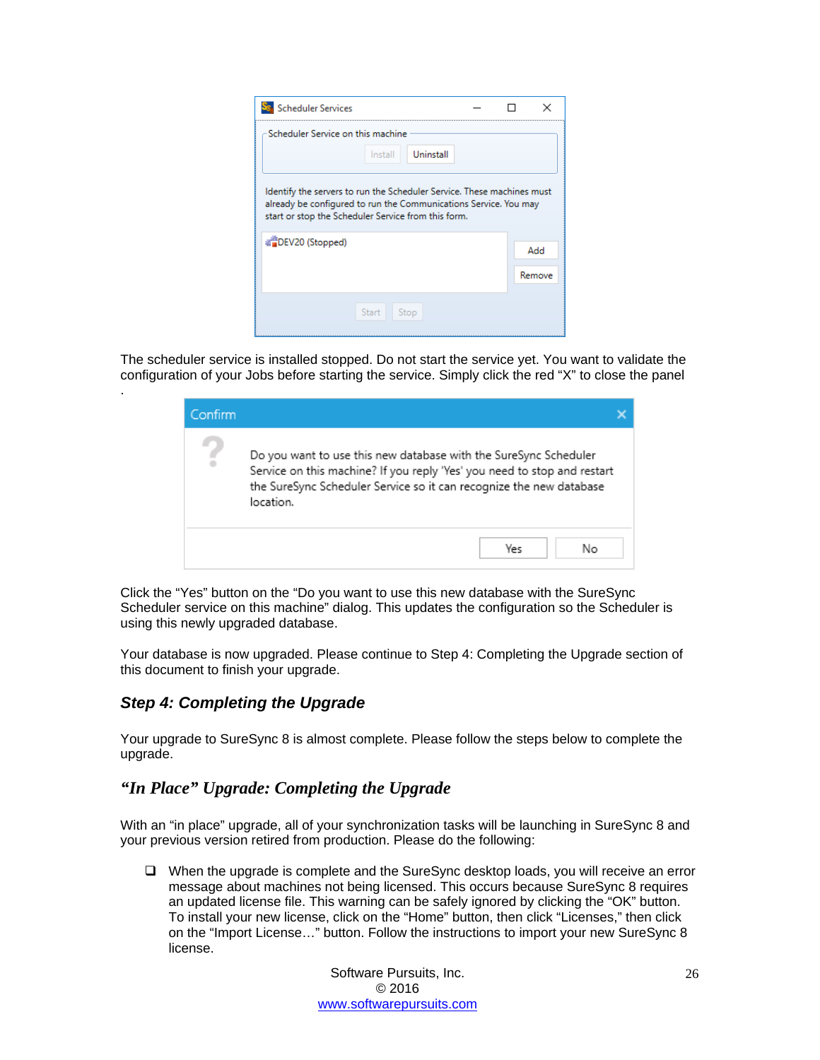The scheduler service is installed stopped. Do not start the service yet. You want to validate the configuration of your Jobs before starting the service. Simply click the red “X” to close the panel .

Click the “Yes” button on the “Do you want to use this new database with the SureSync Scheduler service on this machine” dialog. This updates the configuration so the Scheduler is using this newly upgraded database.

Your database is now upgraded. Please continue to Step 4: Completing the Upgrade section of this document to finish your upgrade.

## *Step 4: Completing the Upgrade*

Your upgrade to SureSync 8 is almost complete. Please follow the steps below to complete the upgrade.

### *“In Place” Upgrade: Completing the Upgrade*

With an “in place” upgrade, all of your synchronization tasks will be launching in SureSync 8 and your previous version retired from production. Please do the following:

- ❑ When the upgrade is complete and the SureSync desktop loads, you will receive an error message about machines not being licensed. This occurs because SureSync 8 requires an updated license file. This warning can be safely ignored by clicking the “OK” button. To install your new license, click on the “Home” button, then click “Licenses,” then click on the “Import License…” button. Follow the instructions to import your new SureSync 8 license.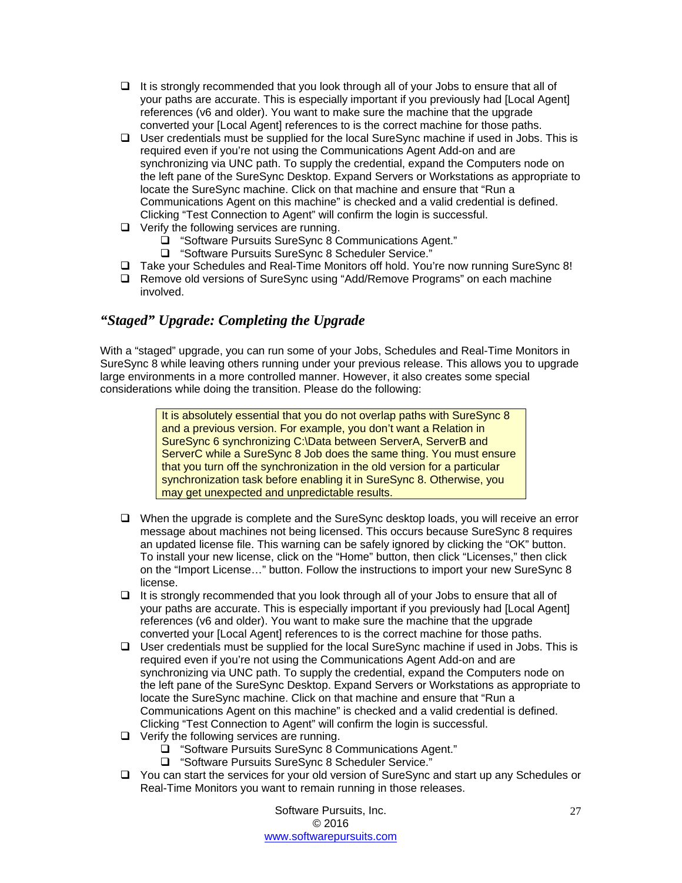- It is strongly recommended that you look through all of your Jobs to ensure that all of your paths are accurate. This is especially important if you previously had [Local Agent] references (v6 and older). You want to make sure the machine that the upgrade converted your [Local Agent] references to is the correct machine for those paths.
- User credentials must be supplied for the local SureSync machine if used in Jobs. This is required even if you're not using the Communications Agent Add-on and are synchronizing via UNC path. To supply the credential, expand the Computers node on the left pane of the SureSync Desktop. Expand Servers or Workstations as appropriate to locate the SureSync machine. Click on that machine and ensure that "Run a Communications Agent on this machine" is checked and a valid credential is defined. Clicking "Test Connection to Agent" will confirm the login is successful.
- Verify the following services are running.
    - "Software Pursuits SureSync 8 Communications Agent."
    - "Software Pursuits SureSync 8 Scheduler Service."
- Take your Schedules and Real-Time Monitors off hold. You're now running SureSync 8!
- Remove old versions of SureSync using "Add/Remove Programs" on each machine involved.

### *"Staged" Upgrade: Completing the Upgrade*

With a "staged" upgrade, you can run some of your Jobs, Schedules and Real-Time Monitors in SureSync 8 while leaving others running under your previous release. This allows you to upgrade large environments in a more controlled manner. However, it also creates some special considerations while doing the transition. Please do the following:

> It is absolutely essential that you do not overlap paths with SureSync 8 and a previous version. For example, you don't want a Relation in SureSync 6 synchronizing C:\Data between ServerA, ServerB and ServerC while a SureSync 8 Job does the same thing. You must ensure that you turn off the synchronization in the old version for a particular synchronization task before enabling it in SureSync 8. Otherwise, you may get unexpected and unpredictable results.

- When the upgrade is complete and the SureSync desktop loads, you will receive an error message about machines not being licensed. This occurs because SureSync 8 requires an updated license file. This warning can be safely ignored by clicking the "OK" button. To install your new license, click on the "Home" button, then click "Licenses," then click on the "Import License…" button. Follow the instructions to import your new SureSync 8 license.
- It is strongly recommended that you look through all of your Jobs to ensure that all of your paths are accurate. This is especially important if you previously had [Local Agent] references (v6 and older). You want to make sure the machine that the upgrade converted your [Local Agent] references to is the correct machine for those paths.
- User credentials must be supplied for the local SureSync machine if used in Jobs. This is required even if you're not using the Communications Agent Add-on and are synchronizing via UNC path. To supply the credential, expand the Computers node on the left pane of the SureSync Desktop. Expand Servers or Workstations as appropriate to locate the SureSync machine. Click on that machine and ensure that "Run a Communications Agent on this machine" is checked and a valid credential is defined. Clicking "Test Connection to Agent" will confirm the login is successful.
- Verify the following services are running.
    - "Software Pursuits SureSync 8 Communications Agent."
    - "Software Pursuits SureSync 8 Scheduler Service."
- You can start the services for your old version of SureSync and start up any Schedules or Real-Time Monitors you want to remain running in those releases.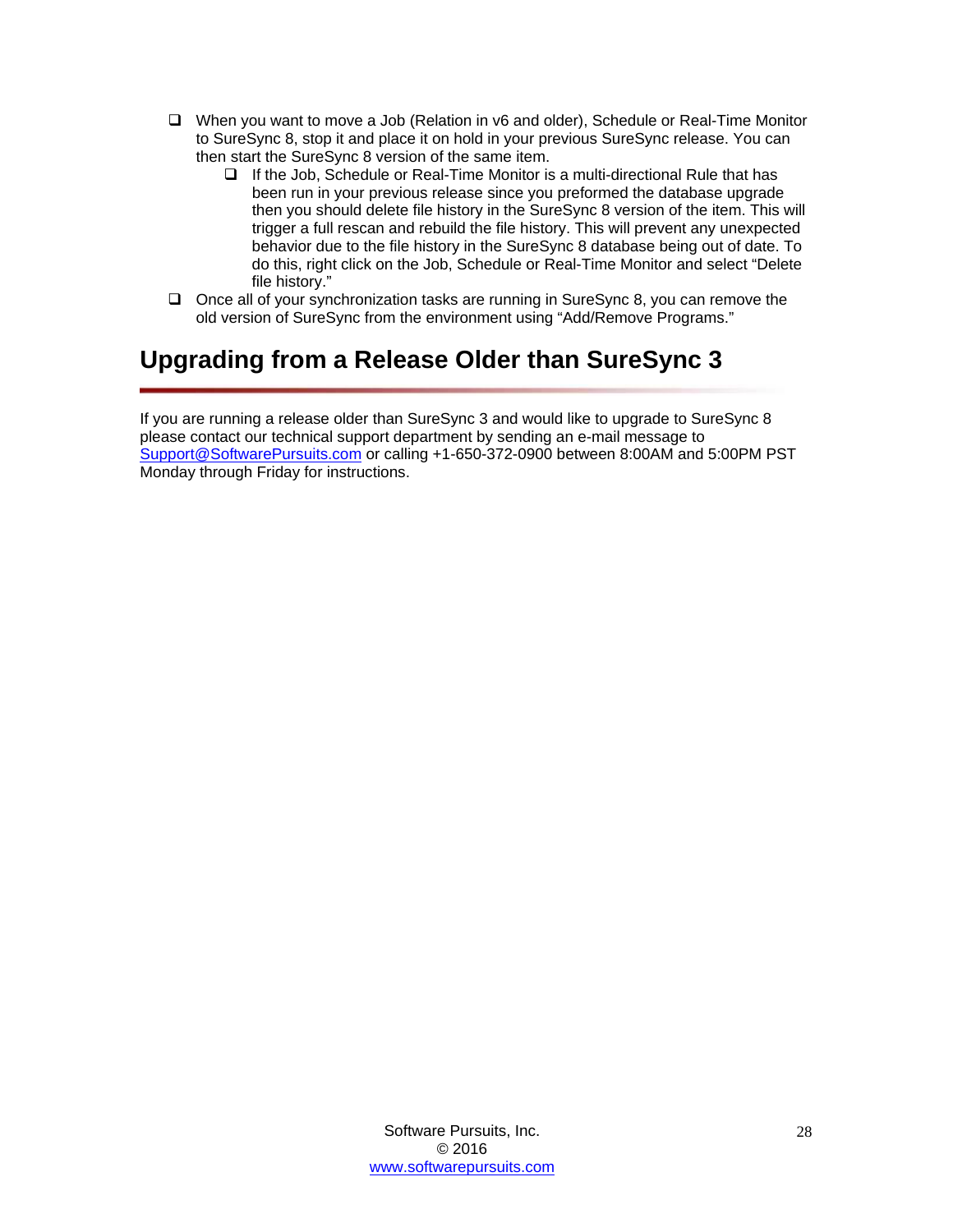- When you want to move a Job (Relation in v6 and older), Schedule or Real-Time Monitor to SureSync 8, stop it and place it on hold in your previous SureSync release. You can then start the SureSync 8 version of the same item.
  - If the Job, Schedule or Real-Time Monitor is a multi-directional Rule that has been run in your previous release since you preformed the database upgrade then you should delete file history in the SureSync 8 version of the item. This will trigger a full rescan and rebuild the file history. This will prevent any unexpected behavior due to the file history in the SureSync 8 database being out of date. To do this, right click on the Job, Schedule or Real-Time Monitor and select “Delete file history.”
- Once all of your synchronization tasks are running in SureSync 8, you can remove the old version of SureSync from the environment using “Add/Remove Programs.”

## Upgrading from a Release Older than SureSync 3

If you are running a release older than SureSync 3 and would like to upgrade to SureSync 8 please contact our technical support department by sending an e-mail message to Support@SoftwarePursuits.com or calling +1-650-372-0900 between 8:00AM and 5:00PM PST Monday through Friday for instructions.